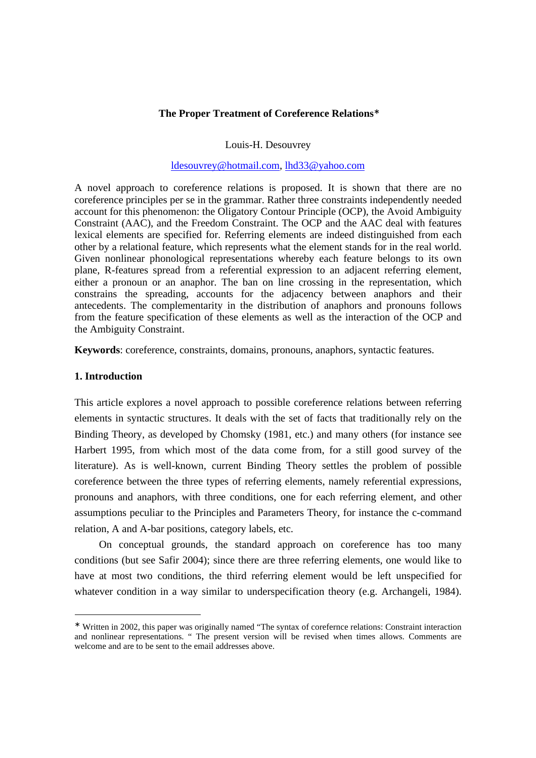# The Proper Treatment of Coreference Relations*

Louis-H. Desouvrey

ldesouvrey@hotmail.com, lhd33@yahoo.com

A novel approach to coreference relations is proposed. It is shown that there are no coreference principles per se in the grammar. Rather three constraints independently needed account for this phenomenon: the Oligatory Contour Principle (OCP), the Avoid Ambiguity Constraint (AAC), and the Freedom Constraint. The OCP and the AAC deal with features lexical elements are specified for. Referring elements are indeed distinguished from each other by a relational feature, which represents what the element stands for in the real world. Given nonlinear phonological representations whereby each feature belongs to its own plane, R-features spread from a referential expression to an adjacent referring element, either a pronoun or an anaphor. The ban on line crossing in the representation, which constrains the spreading, accounts for the adjacency between anaphors and their antecedents. The complementarity in the distribution of anaphors and pronouns follows from the feature specification of these elements as well as the interaction of the OCP and the Ambiguity Constraint.

**Keywords**: coreference, constraints, domains, pronouns, anaphors, syntactic features.

## 1. Introduction

This article explores a novel approach to possible coreference relations between referring elements in syntactic structures. It deals with the set of facts that traditionally rely on the Binding Theory, as developed by Chomsky (1981, etc.) and many others (for instance see Harbert 1995, from which most of the data come from, for a still good survey of the literature). As is well-known, current Binding Theory settles the problem of possible coreference between the three types of referring elements, namely referential expressions, pronouns and anaphors, with three conditions, one for each referring element, and other assumptions peculiar to the Principles and Parameters Theory, for instance the c-command relation, A and A-bar positions, category labels, etc.

On conceptual grounds, the standard approach on coreference has too many conditions (but see Safir 2004); since there are three referring elements, one would like to have at most two conditions, the third referring element would be left unspecified for whatever condition in a way similar to underspecification theory (e.g. Archangeli, 1984).

* Written in 2002, this paper was originally named "The syntax of corefernce relations: Constraint interaction and nonlinear representations. " The present version will be revised when times allows. Comments are welcome and are to be sent to the email addresses above.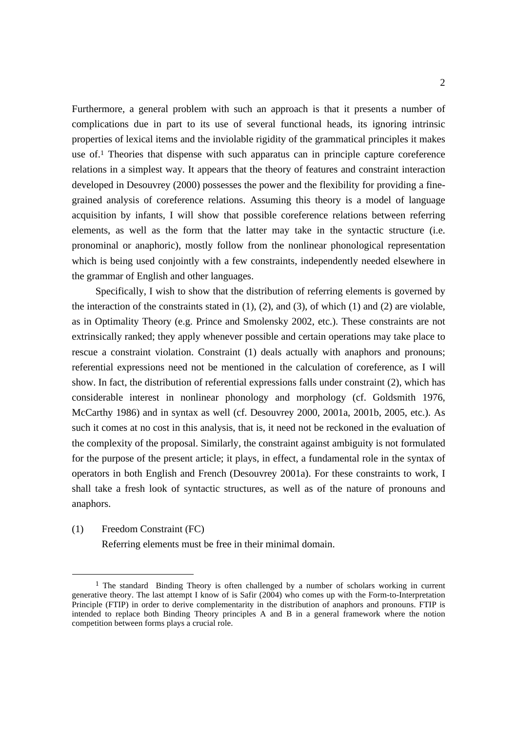Furthermore, a general problem with such an approach is that it presents a number of complications due in part to its use of several functional heads, its ignoring intrinsic properties of lexical items and the inviolable rigidity of the grammatical principles it makes use of.[1] Theories that dispense with such apparatus can in principle capture coreference relations in a simplest way. It appears that the theory of features and constraint interaction developed in Desouvrey (2000) possesses the power and the flexibility for providing a fine-grained analysis of coreference relations. Assuming this theory is a model of language acquisition by infants, I will show that possible coreference relations between referring elements, as well as the form that the latter may take in the syntactic structure (i.e. pronominal or anaphoric), mostly follow from the nonlinear phonological representation which is being used conjointly with a few constraints, independently needed elsewhere in the grammar of English and other languages.

Specifically, I wish to show that the distribution of referring elements is governed by the interaction of the constraints stated in (1), (2), and (3), of which (1) and (2) are violable, as in Optimality Theory (e.g. Prince and Smolensky 2002, etc.). These constraints are not extrinsically ranked; they apply whenever possible and certain operations may take place to rescue a constraint violation. Constraint (1) deals actually with anaphors and pronouns; referential expressions need not be mentioned in the calculation of coreference, as I will show. In fact, the distribution of referential expressions falls under constraint (2), which has considerable interest in nonlinear phonology and morphology (cf. Goldsmith 1976, McCarthy 1986) and in syntax as well (cf. Desouvrey 2000, 2001a, 2001b, 2005, etc.). As such it comes at no cost in this analysis, that is, it need not be reckoned in the evaluation of the complexity of the proposal. Similarly, the constraint against ambiguity is not formulated for the purpose of the present article; it plays, in effect, a fundamental role in the syntax of operators in both English and French (Desouvrey 2001a). For these constraints to work, I shall take a fresh look of syntactic structures, as well as of the nature of pronouns and anaphors.

(1) Freedom Constraint (FC)
  Referring elements must be free in their minimal domain.

---

[1] The standard Binding Theory is often challenged by a number of scholars working in current generative theory. The last attempt I know of is Safir (2004) who comes up with the Form-to-Interpretation Principle (FTIP) in order to derive complementarity in the distribution of anaphors and pronouns. FTIP is intended to replace both Binding Theory principles A and B in a general framework where the notion competition between forms plays a crucial role.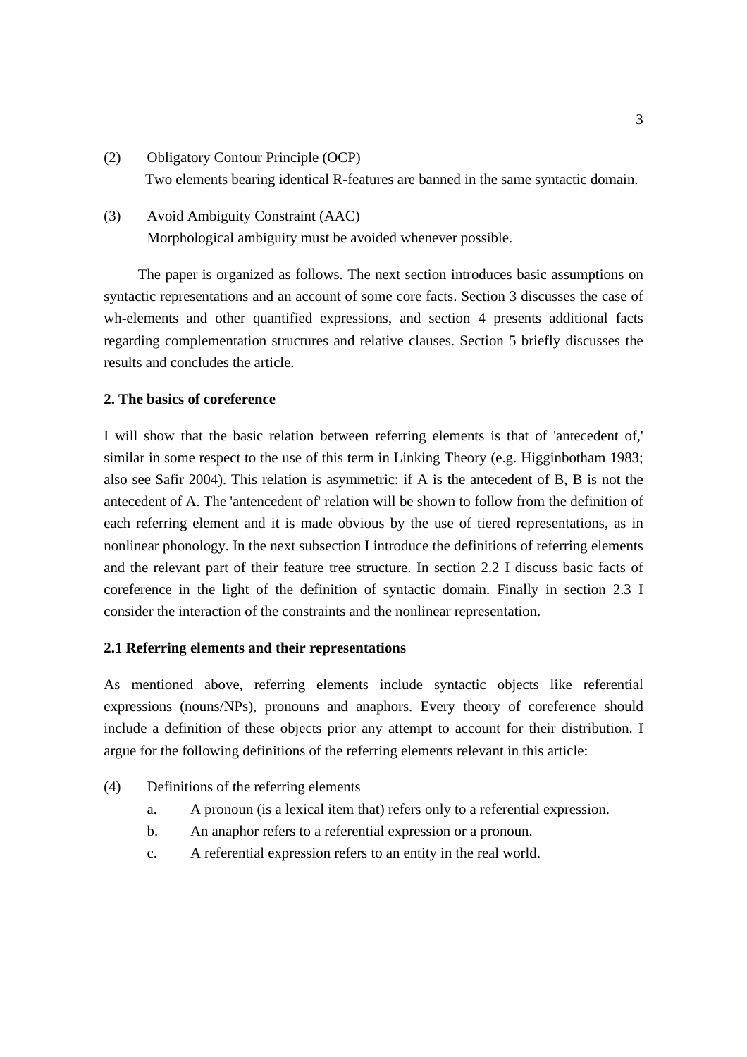(2) Obligatory Contour Principle (OCP)
    Two elements bearing identical R-features are banned in the same syntactic domain.

(3) Avoid Ambiguity Constraint (AAC)
    Morphological ambiguity must be avoided whenever possible.

The paper is organized as follows. The next section introduces basic assumptions on syntactic representations and an account of some core facts. Section 3 discusses the case of wh-elements and other quantified expressions, and section 4 presents additional facts regarding complementation structures and relative clauses. Section 5 briefly discusses the results and concludes the article.

## 2. The basics of coreference

I will show that the basic relation between referring elements is that of 'antecedent of,' similar in some respect to the use of this term in Linking Theory (e.g. Higginbotham 1983; also see Safir 2004). This relation is asymmetric: if A is the antecedent of B, B is not the antecedent of A. The 'antencedent of' relation will be shown to follow from the definition of each referring element and it is made obvious by the use of tiered representations, as in nonlinear phonology. In the next subsection I introduce the definitions of referring elements and the relevant part of their feature tree structure. In section 2.2 I discuss basic facts of coreference in the light of the definition of syntactic domain. Finally in section 2.3 I consider the interaction of the constraints and the nonlinear representation.

### 2.1 Referring elements and their representations

As mentioned above, referring elements include syntactic objects like referential expressions (nouns/NPs), pronouns and anaphors. Every theory of coreference should include a definition of these objects prior any attempt to account for their distribution. I argue for the following definitions of the referring elements relevant in this article:

(4) Definitions of the referring elements
    a. A pronoun (is a lexical item that) refers only to a referential expression.
    b. An anaphor refers to a referential expression or a pronoun.
    c. A referential expression refers to an entity in the real world.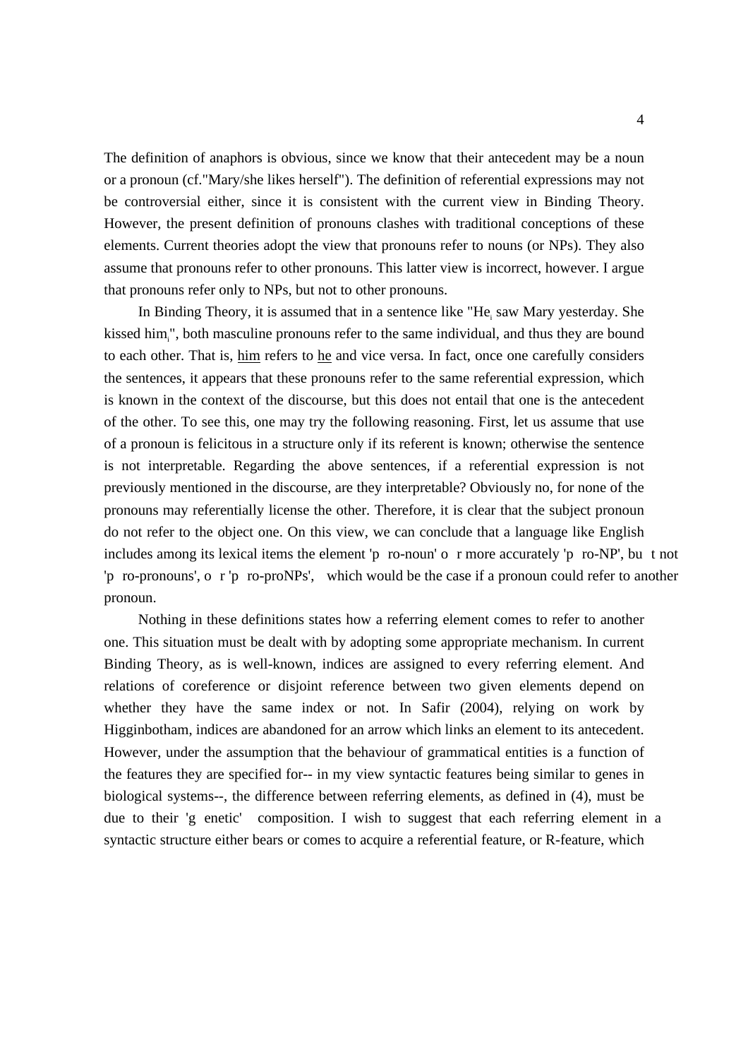The definition of anaphors is obvious, since we know that their antecedent may be a noun or a pronoun (cf."Mary/she likes herself"). The definition of referential expressions may not be controversial either, since it is consistent with the current view in Binding Theory. However, the present definition of pronouns clashes with traditional conceptions of these elements. Current theories adopt the view that pronouns refer to nouns (or NPs). They also assume that pronouns refer to other pronouns. This latter view is incorrect, however. I argue that pronouns refer only to NPs, but not to other pronouns.

In Binding Theory, it is assumed that in a sentence like "He$_i$ saw Mary yesterday. She kissed him$_i$", both masculine pronouns refer to the same individual, and thus they are bound to each other. That is, <u>him</u> refers to <u>he</u> and vice versa. In fact, once one carefully considers the sentences, it appears that these pronouns refer to the same referential expression, which is known in the context of the discourse, but this does not entail that one is the antecedent of the other. To see this, one may try the following reasoning. First, let us assume that use of a pronoun is felicitous in a structure only if its referent is known; otherwise the sentence is not interpretable. Regarding the above sentences, if a referential expression is not previously mentioned in the discourse, are they interpretable? Obviously no, for none of the pronouns may referentially license the other. Therefore, it is clear that the subject pronoun do not refer to the object one. On this view, we can conclude that a language like English includes among its lexical items the element 'pro-noun' or more accurately 'pro-NP', but not 'pro-pronouns', or 'pro-proNPs', which would be the case if a pronoun could refer to another pronoun.

Nothing in these definitions states how a referring element comes to refer to another one. This situation must be dealt with by adopting some appropriate mechanism. In current Binding Theory, as is well-known, indices are assigned to every referring element. And relations of coreference or disjoint reference between two given elements depend on whether they have the same index or not. In Safir (2004), relying on work by Higginbotham, indices are abandoned for an arrow which links an element to its antecedent. However, under the assumption that the behaviour of grammatical entities is a function of the features they are specified for-- in my view syntactic features being similar to genes in biological systems--, the difference between referring elements, as defined in (4), must be due to their 'genetic' composition. I wish to suggest that each referring element in a syntactic structure either bears or comes to acquire a referential feature, or R-feature, which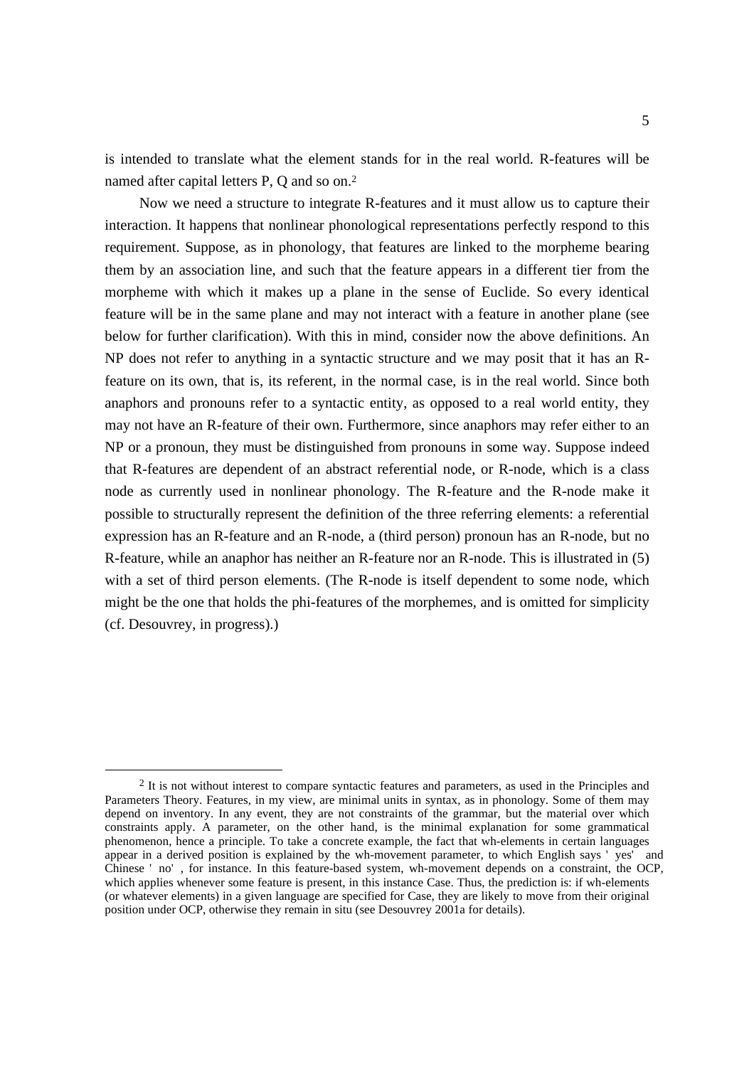is intended to translate what the element stands for in the real world. R-features will be named after capital letters P, Q and so on.[2]

Now we need a structure to integrate R-features and it must allow us to capture their interaction. It happens that nonlinear phonological representations perfectly respond to this requirement. Suppose, as in phonology, that features are linked to the morpheme bearing them by an association line, and such that the feature appears in a different tier from the morpheme with which it makes up a plane in the sense of Euclide. So every identical feature will be in the same plane and may not interact with a feature in another plane (see below for further clarification). With this in mind, consider now the above definitions. An NP does not refer to anything in a syntactic structure and we may posit that it has an R-feature on its own, that is, its referent, in the normal case, is in the real world. Since both anaphors and pronouns refer to a syntactic entity, as opposed to a real world entity, they may not have an R-feature of their own. Furthermore, since anaphors may refer either to an NP or a pronoun, they must be distinguished from pronouns in some way. Suppose indeed that R-features are dependent of an abstract referential node, or R-node, which is a class node as currently used in nonlinear phonology. The R-feature and the R-node make it possible to structurally represent the definition of the three referring elements: a referential expression has an R-feature and an R-node, a (third person) pronoun has an R-node, but no R-feature, while an anaphor has neither an R-feature nor an R-node. This is illustrated in (5) with a set of third person elements. (The R-node is itself dependent to some node, which might be the one that holds the phi-features of the morphemes, and is omitted for simplicity (cf. Desouvrey, in progress).)

---

[2] It is not without interest to compare syntactic features and parameters, as used in the Principles and Parameters Theory. Features, in my view, are minimal units in syntax, as in phonology. Some of them may depend on inventory. In any event, they are not constraints of the grammar, but the material over which constraints apply. A parameter, on the other hand, is the minimal explanation for some grammatical phenomenon, hence a principle. To take a concrete example, the fact that wh-elements in certain languages appear in a derived position is explained by the wh-movement parameter, to which English says 'yes' and Chinese 'no', for instance. In this feature-based system, wh-movement depends on a constraint, the OCP, which applies whenever some feature is present, in this instance Case. Thus, the prediction is: if wh-elements (or whatever elements) in a given language are specified for Case, they are likely to move from their original position under OCP, otherwise they remain in situ (see Desouvrey 2001a for details).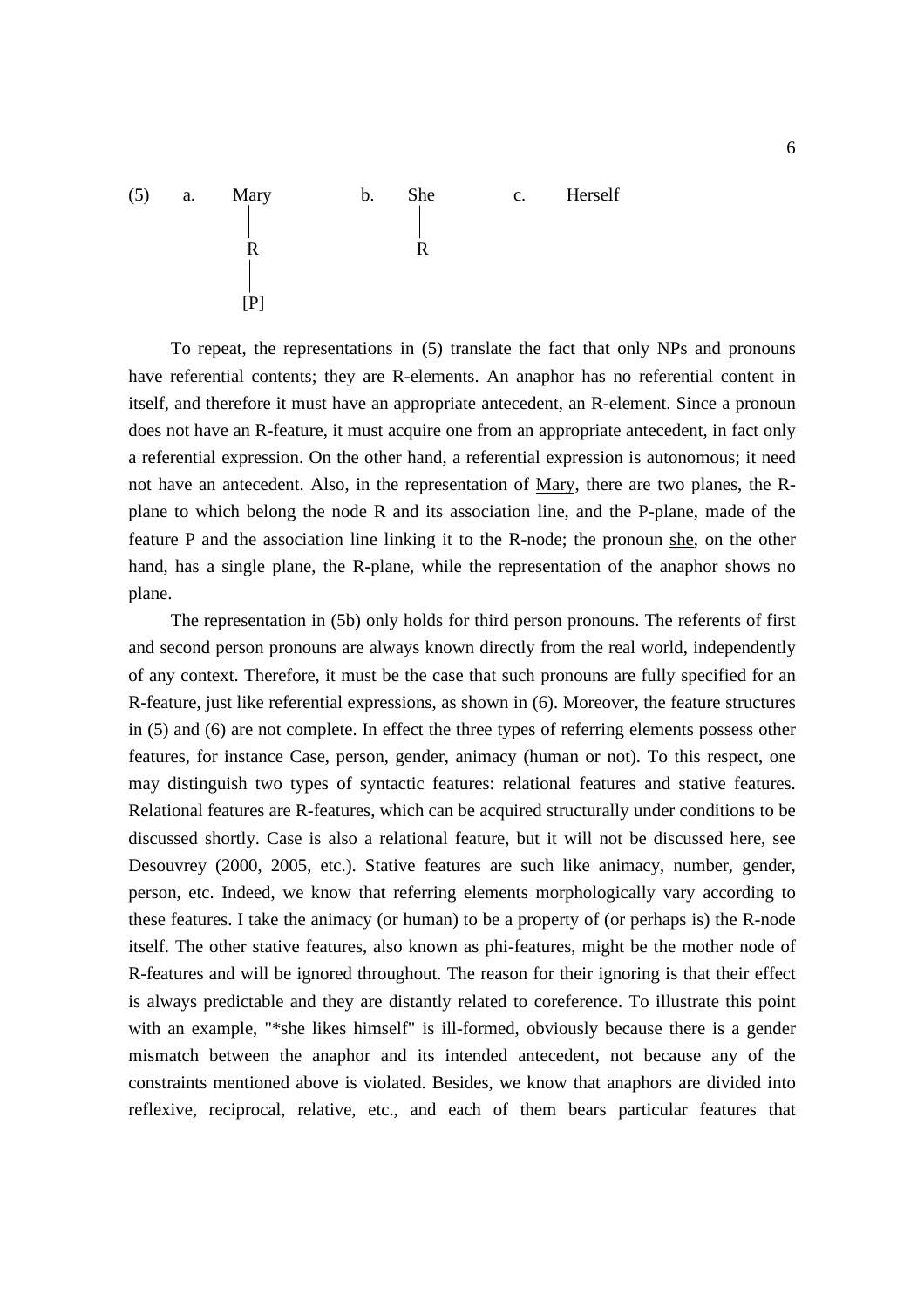```
(5)   a.   Mary          b.   She          c.   Herself
            |                  |
            R                  R
            |
           [P]
```

To repeat, the representations in (5) translate the fact that only NPs and pronouns have referential contents; they are R-elements. An anaphor has no referential content in itself, and therefore it must have an appropriate antecedent, an R-element. Since a pronoun does not have an R-feature, it must acquire one from an appropriate antecedent, in fact only a referential expression. On the other hand, a referential expression is autonomous; it need not have an antecedent. Also, in the representation of Mary, there are two planes, the R-plane to which belong the node R and its association line, and the P-plane, made of the feature P and the association line linking it to the R-node; the pronoun she, on the other hand, has a single plane, the R-plane, while the representation of the anaphor shows no plane.

The representation in (5b) only holds for third person pronouns. The referents of first and second person pronouns are always known directly from the real world, independently of any context. Therefore, it must be the case that such pronouns are fully specified for an R-feature, just like referential expressions, as shown in (6). Moreover, the feature structures in (5) and (6) are not complete. In effect the three types of referring elements possess other features, for instance Case, person, gender, animacy (human or not). To this respect, one may distinguish two types of syntactic features: relational features and stative features. Relational features are R-features, which can be acquired structurally under conditions to be discussed shortly. Case is also a relational feature, but it will not be discussed here, see Desouvrey (2000, 2005, etc.). Stative features are such like animacy, number, gender, person, etc. Indeed, we know that referring elements morphologically vary according to these features. I take the animacy (or human) to be a property of (or perhaps is) the R-node itself. The other stative features, also known as phi-features, might be the mother node of R-features and will be ignored throughout. The reason for their ignoring is that their effect is always predictable and they are distantly related to coreference. To illustrate this point with an example, "*she likes himself" is ill-formed, obviously because there is a gender mismatch between the anaphor and its intended antecedent, not because any of the constraints mentioned above is violated. Besides, we know that anaphors are divided into reflexive, reciprocal, relative, etc., and each of them bears particular features that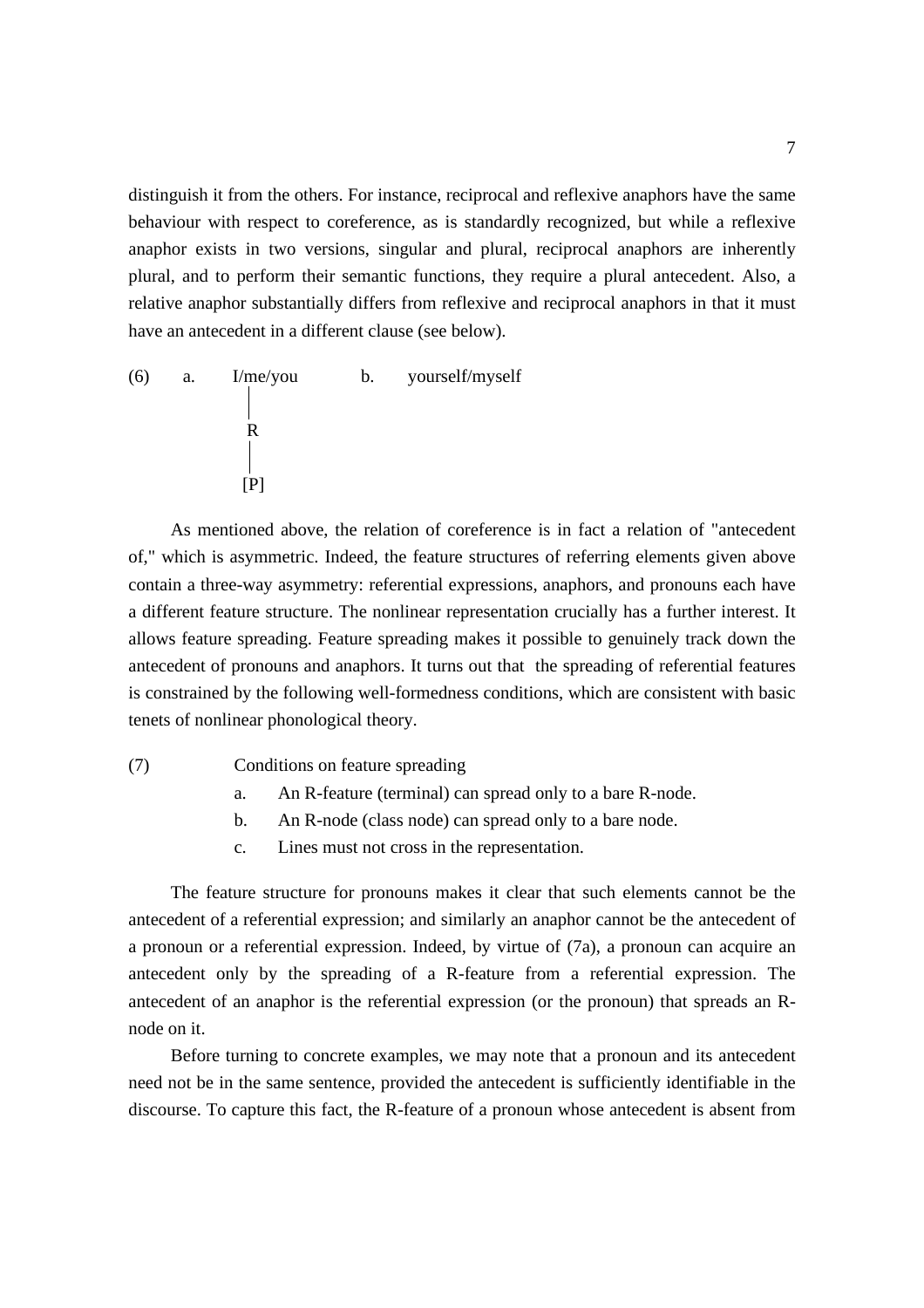distinguish it from the others. For instance, reciprocal and reflexive anaphors have the same behaviour with respect to coreference, as is standardly recognized, but while a reflexive anaphor exists in two versions, singular and plural, reciprocal anaphors are inherently plural, and to perform their semantic functions, they require a plural antecedent. Also, a relative anaphor substantially differs from reflexive and reciprocal anaphors in that it must have an antecedent in a different clause (see below).

```
(6)   a.   I/me/you        b.   yourself/myself
            |
            R
            |
           [P]
```

As mentioned above, the relation of coreference is in fact a relation of "antecedent of," which is asymmetric. Indeed, the feature structures of referring elements given above contain a three-way asymmetry: referential expressions, anaphors, and pronouns each have a different feature structure. The nonlinear representation crucially has a further interest. It allows feature spreading. Feature spreading makes it possible to genuinely track down the antecedent of pronouns and anaphors. It turns out that the spreading of referential features is constrained by the following well-formedness conditions, which are consistent with basic tenets of nonlinear phonological theory.

(7) Conditions on feature spreading

a. An R-feature (terminal) can spread only to a bare R-node.

b. An R-node (class node) can spread only to a bare node.

c. Lines must not cross in the representation.

The feature structure for pronouns makes it clear that such elements cannot be the antecedent of a referential expression; and similarly an anaphor cannot be the antecedent of a pronoun or a referential expression. Indeed, by virtue of (7a), a pronoun can acquire an antecedent only by the spreading of a R-feature from a referential expression. The antecedent of an anaphor is the referential expression (or the pronoun) that spreads an R-node on it.

Before turning to concrete examples, we may note that a pronoun and its antecedent need not be in the same sentence, provided the antecedent is sufficiently identifiable in the discourse. To capture this fact, the R-feature of a pronoun whose antecedent is absent from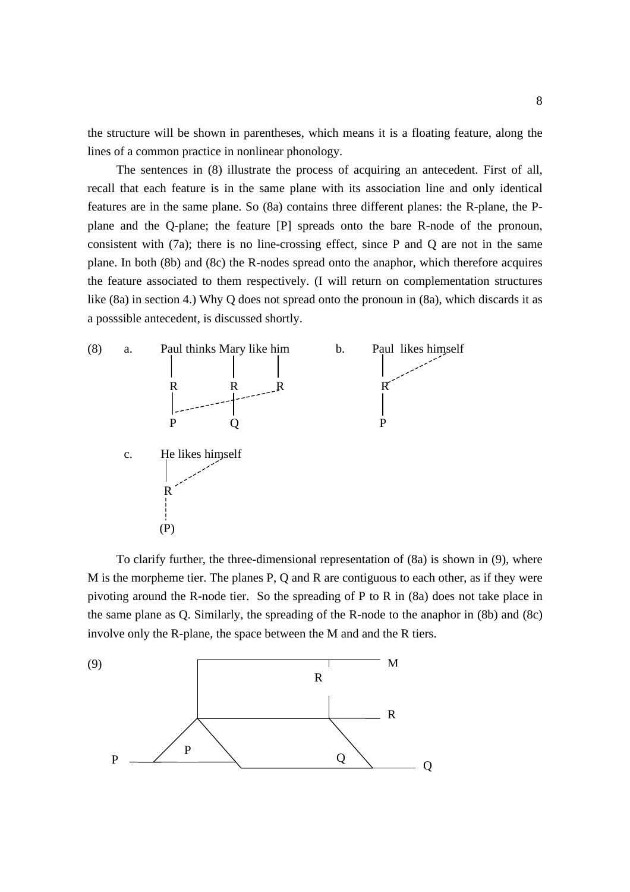the structure will be shown in parentheses, which means it is a floating feature, along the lines of a common practice in nonlinear phonology.

The sentences in (8) illustrate the process of acquiring an antecedent. First of all, recall that each feature is in the same plane with its association line and only identical features are in the same plane. So (8a) contains three different planes: the R-plane, the P-plane and the Q-plane; the feature [P] spreads onto the bare R-node of the pronoun, consistent with (7a); there is no line-crossing effect, since P and Q are not in the same plane. In both (8b) and (8c) the R-nodes spread onto the anaphor, which therefore acquires the feature associated to them respectively. (I will return on complementation structures like (8a) in section 4.) Why Q does not spread onto the pronoun in (8a), which discards it as a posssible antecedent, is discussed shortly.

(8) a. Paul thinks Mary like him

```
        Paul thinks Mary like him
         |          |        |
         R          R        R
         |  - - - - | - - - -
         P          Q
```

b. Paul likes himself

```
        Paul  likes himself
         |  - - - -
         R
         |
         P
```

c. He likes himself

```
        He likes himself
         |  - - - -
         R
         :
        (P)
```

To clarify further, the three-dimensional representation of (8a) is shown in (9), where M is the morpheme tier. The planes P, Q and R are contiguous to each other, as if they were pivoting around the R-node tier. So the spreading of P to R in (8a) does not take place in the same plane as Q. Similarly, the spreading of the R-node to the anaphor in (8b) and (8c) involve only the R-plane, the space between the M and and the R tiers.

(9)

```
                 ____________________________  M
                |                    |
                |            R
                |                    |
                |____________________|_______  R
               /\                     \
              /  \                     \
       P  ___/ P  \___        Q         \____  Q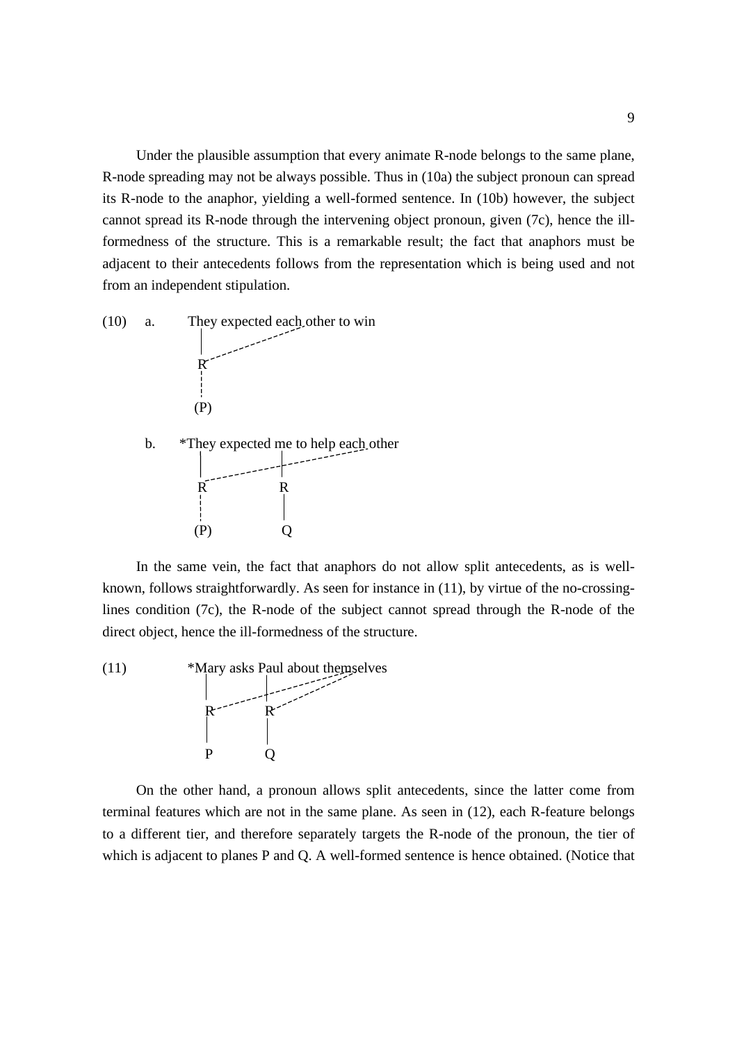Under the plausible assumption that every animate R-node belongs to the same plane, R-node spreading may not be always possible. Thus in (10a) the subject pronoun can spread its R-node to the anaphor, yielding a well-formed sentence. In (10b) however, the subject cannot spread its R-node through the intervening object pronoun, given (7c), hence the ill-formedness of the structure. This is a remarkable result; the fact that anaphors must be adjacent to their antecedents follows from the representation which is being used and not from an independent stipulation.

(10) a. They expected each other to win

```
        They expected each other to win
         |             .
         |          .
         R  .  .
         :
        (P)
```

b. *They expected me to help each other

```
       *They expected me to help each other
         |            |        .
         R  .  .  .  .|.  .  .
         :            R
         :            |
        (P)           Q
```

In the same vein, the fact that anaphors do not allow split antecedents, as is well-known, follows straightforwardly. As seen for instance in (11), by virtue of the no-crossing-lines condition (7c), the R-node of the subject cannot spread through the R-node of the direct object, hence the ill-formedness of the structure.

(11) *Mary asks Paul about themselves

```
        *Mary asks Paul about themselves
          |        |          . .
          R  .  .  |.  .  .  .  .
                   R  .  .  .
          |        |
          P        Q
```

On the other hand, a pronoun allows split antecedents, since the latter come from terminal features which are not in the same plane. As seen in (12), each R-feature belongs to a different tier, and therefore separately targets the R-node of the pronoun, the tier of which is adjacent to planes P and Q. A well-formed sentence is hence obtained. (Notice that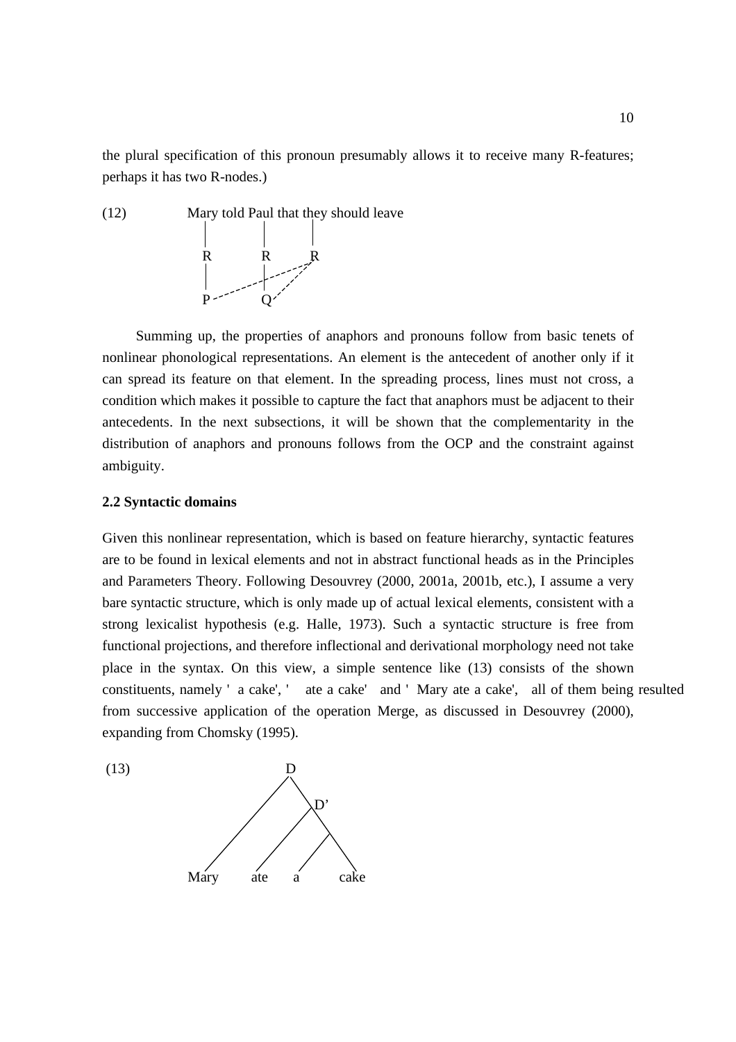the plural specification of this pronoun presumably allows it to receive many R-features; perhaps it has two R-nodes.)

(12) Mary told Paul that they should leave

```
     Mary told Paul that they should leave
      |         |         |
      R         R         R
      |         |      .'/
      P - - - - - - - -'  /
                Q - - - -'
```

Summing up, the properties of anaphors and pronouns follow from basic tenets of nonlinear phonological representations. An element is the antecedent of another only if it can spread its feature on that element. In the spreading process, lines must not cross, a condition which makes it possible to capture the fact that anaphors must be adjacent to their antecedents. In the next subsections, it will be shown that the complementarity in the distribution of anaphors and pronouns follows from the OCP and the constraint against ambiguity.

**2.2 Syntactic domains**

Given this nonlinear representation, which is based on feature hierarchy, syntactic features are to be found in lexical elements and not in abstract functional heads as in the Principles and Parameters Theory. Following Desouvrey (2000, 2001a, 2001b, etc.), I assume a very bare syntactic structure, which is only made up of actual lexical elements, consistent with a strong lexicalist hypothesis (e.g. Halle, 1973). Such a syntactic structure is free from functional projections, and therefore inflectional and derivational morphology need not take place in the syntax. On this view, a simple sentence like (13) consists of the shown constituents, namely ' a cake', ' ate a cake' and ' Mary ate a cake', all of them being resulted from successive application of the operation Merge, as discussed in Desouvrey (2000), expanding from Chomsky (1995).

(13)

```
                D
               / \
              /   D'
             /   / \
            /   /   /\
         Mary ate  a  cake
```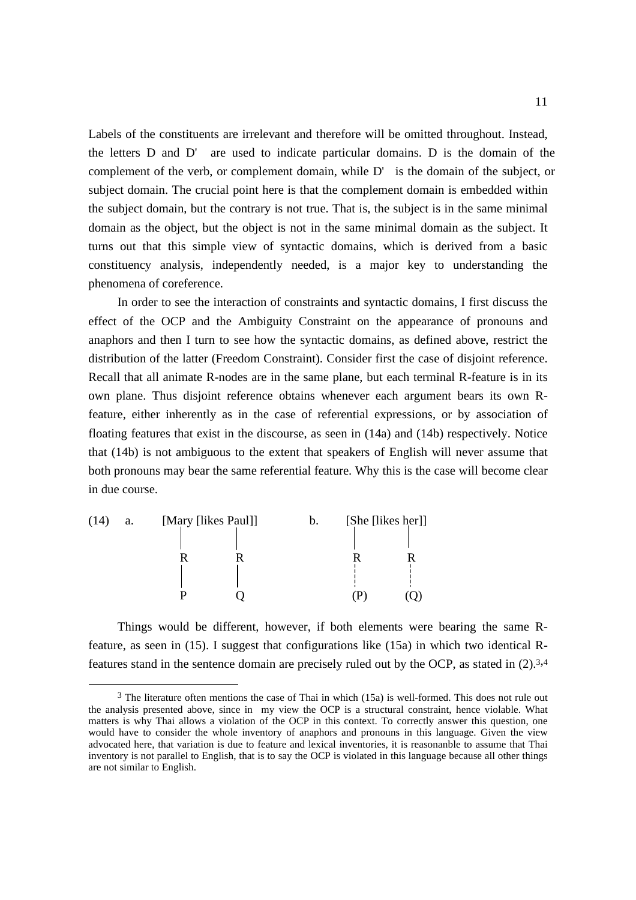Labels of the constituents are irrelevant and therefore will be omitted throughout. Instead, the letters D and D' are used to indicate particular domains. D is the domain of the complement of the verb, or complement domain, while D' is the domain of the subject, or subject domain. The crucial point here is that the complement domain is embedded within the subject domain, but the contrary is not true. That is, the subject is in the same minimal domain as the object, but the object is not in the same minimal domain as the subject. It turns out that this simple view of syntactic domains, which is derived from a basic constituency analysis, independently needed, is a major key to understanding the phenomena of coreference.

In order to see the interaction of constraints and syntactic domains, I first discuss the effect of the OCP and the Ambiguity Constraint on the appearance of pronouns and anaphors and then I turn to see how the syntactic domains, as defined above, restrict the distribution of the latter (Freedom Constraint). Consider first the case of disjoint reference. Recall that all animate R-nodes are in the same plane, but each terminal R-feature is in its own plane. Thus disjoint reference obtains whenever each argument bears its own R-feature, either inherently as in the case of referential expressions, or by association of floating features that exist in the discourse, as seen in (14a) and (14b) respectively. Notice that (14b) is not ambiguous to the extent that speakers of English will never assume that both pronouns may bear the same referential feature. Why this is the case will become clear in due course.

```
(14)  a.   [Mary [likes Paul]]        b.   [She [likes her]]
             |          |                   |          |
             R          R                   R          R
             |          |                   ¦          ¦
             P          Q                  (P)        (Q)
```

Things would be different, however, if both elements were bearing the same R-feature, as seen in (15). I suggest that configurations like (15a) in which two identical R-features stand in the sentence domain are precisely ruled out by the OCP, as stated in (2).[3,4]

---

[3] The literature often mentions the case of Thai in which (15a) is well-formed. This does not rule out the analysis presented above, since in my view the OCP is a structural constraint, hence violable. What matters is why Thai allows a violation of the OCP in this context. To correctly answer this question, one would have to consider the whole inventory of anaphors and pronouns in this language. Given the view advocated here, that variation is due to feature and lexical inventories, it is reasonanble to assume that Thai inventory is not parallel to English, that is to say the OCP is violated in this language because all other things are not similar to English.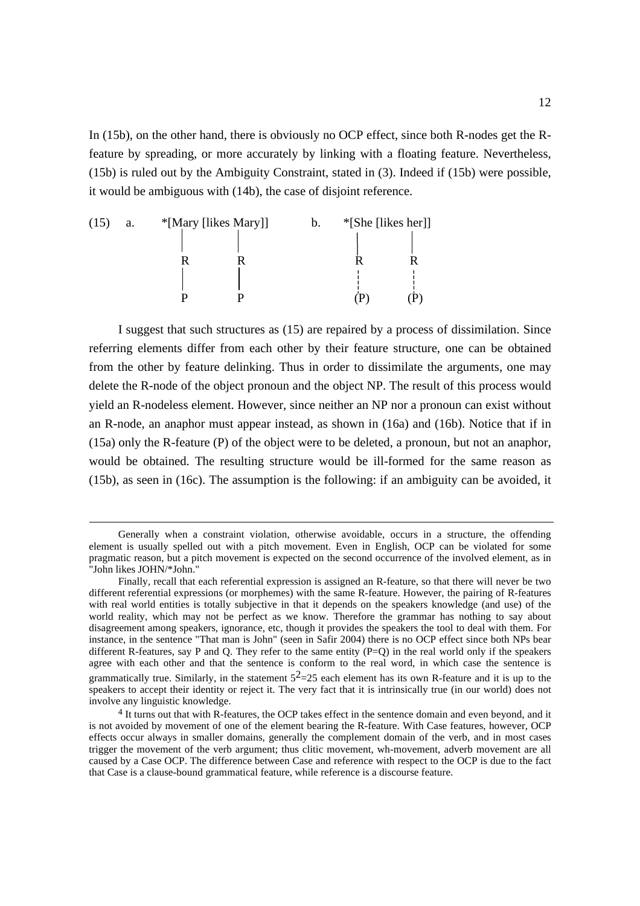In (15b), on the other hand, there is obviously no OCP effect, since both R-nodes get the R-feature by spreading, or more accurately by linking with a floating feature. Nevertheless, (15b) is ruled out by the Ambiguity Constraint, stated in (3). Indeed if (15b) were possible, it would be ambiguous with (14b), the case of disjoint reference.

```
(15)  a.   *[Mary [likes Mary]]        b.   *[She [likes her]]
              |           |                    |          |
              R           R                    R          R
              |           |                    ¦          ¦
              P           P                   (P)        (P)
```

I suggest that such structures as (15) are repaired by a process of dissimilation. Since referring elements differ from each other by their feature structure, one can be obtained from the other by feature delinking. Thus in order to dissimilate the arguments, one may delete the R-node of the object pronoun and the object NP. The result of this process would yield an R-nodeless element. However, since neither an NP nor a pronoun can exist without an R-node, an anaphor must appear instead, as shown in (16a) and (16b). Notice that if in (15a) only the R-feature (P) of the object were to be deleted, a pronoun, but not an anaphor, would be obtained. The resulting structure would be ill-formed for the same reason as (15b), as seen in (16c). The assumption is the following: if an ambiguity can be avoided, it

---

Generally when a constraint violation, otherwise avoidable, occurs in a structure, the offending element is usually spelled out with a pitch movement. Even in English, OCP can be violated for some pragmatic reason, but a pitch movement is expected on the second occurrence of the involved element, as in "John likes JOHN/*John."

Finally, recall that each referential expression is assigned an R-feature, so that there will never be two different referential expressions (or morphemes) with the same R-feature. However, the pairing of R-features with real world entities is totally subjective in that it depends on the speakers knowledge (and use) of the world reality, which may not be perfect as we know. Therefore the grammar has nothing to say about disagreement among speakers, ignorance, etc, though it provides the speakers the tool to deal with them. For instance, in the sentence "That man is John" (seen in Safir 2004) there is no OCP effect since both NPs bear different R-features, say P and Q. They refer to the same entity (P=Q) in the real world only if the speakers agree with each other and that the sentence is conform to the real word, in which case the sentence is grammatically true. Similarly, in the statement $5^2=25$ each element has its own R-feature and it is up to the speakers to accept their identity or reject it. The very fact that it is intrinsically true (in our world) does not involve any linguistic knowledge.

[4] It turns out that with R-features, the OCP takes effect in the sentence domain and even beyond, and it is not avoided by movement of one of the element bearing the R-feature. With Case features, however, OCP effects occur always in smaller domains, generally the complement domain of the verb, and in most cases trigger the movement of the verb argument; thus clitic movement, wh-movement, adverb movement are all caused by a Case OCP. The difference between Case and reference with respect to the OCP is due to the fact that Case is a clause-bound grammatical feature, while reference is a discourse feature.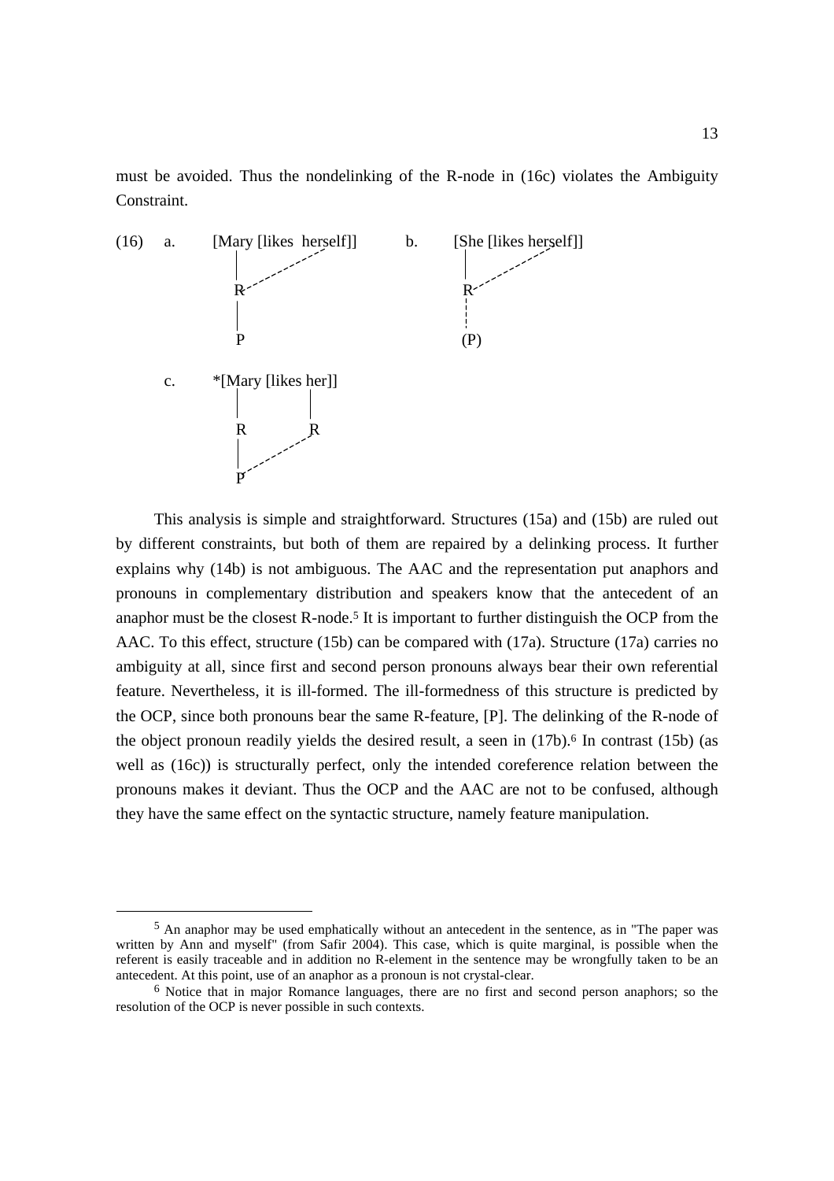must be avoided. Thus the nondelinking of the R-node in (16c) violates the Ambiguity Constraint.

```
(16)  a.   [Mary [likes  herself]]        b.   [She [likes herself]]
            |                                    |
            R - - - - - - - -                    R - - - - - - - -
            |                                    ¦
            P                                   (P)

      c.  *[Mary [likes her]]
            |           |
            R           R
            |        - -
            P - - - -
```

This analysis is simple and straightforward. Structures (15a) and (15b) are ruled out by different constraints, but both of them are repaired by a delinking process. It further explains why (14b) is not ambiguous. The AAC and the representation put anaphors and pronouns in complementary distribution and speakers know that the antecedent of an anaphor must be the closest R-node.[5] It is important to further distinguish the OCP from the AAC. To this effect, structure (15b) can be compared with (17a). Structure (17a) carries no ambiguity at all, since first and second person pronouns always bear their own referential feature. Nevertheless, it is ill-formed. The ill-formedness of this structure is predicted by the OCP, since both pronouns bear the same R-feature, [P]. The delinking of the R-node of the object pronoun readily yields the desired result, a seen in (17b).[6] In contrast (15b) (as well as (16c)) is structurally perfect, only the intended coreference relation between the pronouns makes it deviant. Thus the OCP and the AAC are not to be confused, although they have the same effect on the syntactic structure, namely feature manipulation.

---

[5] An anaphor may be used emphatically without an antecedent in the sentence, as in "The paper was written by Ann and myself" (from Safir 2004). This case, which is quite marginal, is possible when the referent is easily traceable and in addition no R-element in the sentence may be wrongfully taken to be an antecedent. At this point, use of an anaphor as a pronoun is not crystal-clear.

[6] Notice that in major Romance languages, there are no first and second person anaphors; so the resolution of the OCP is never possible in such contexts.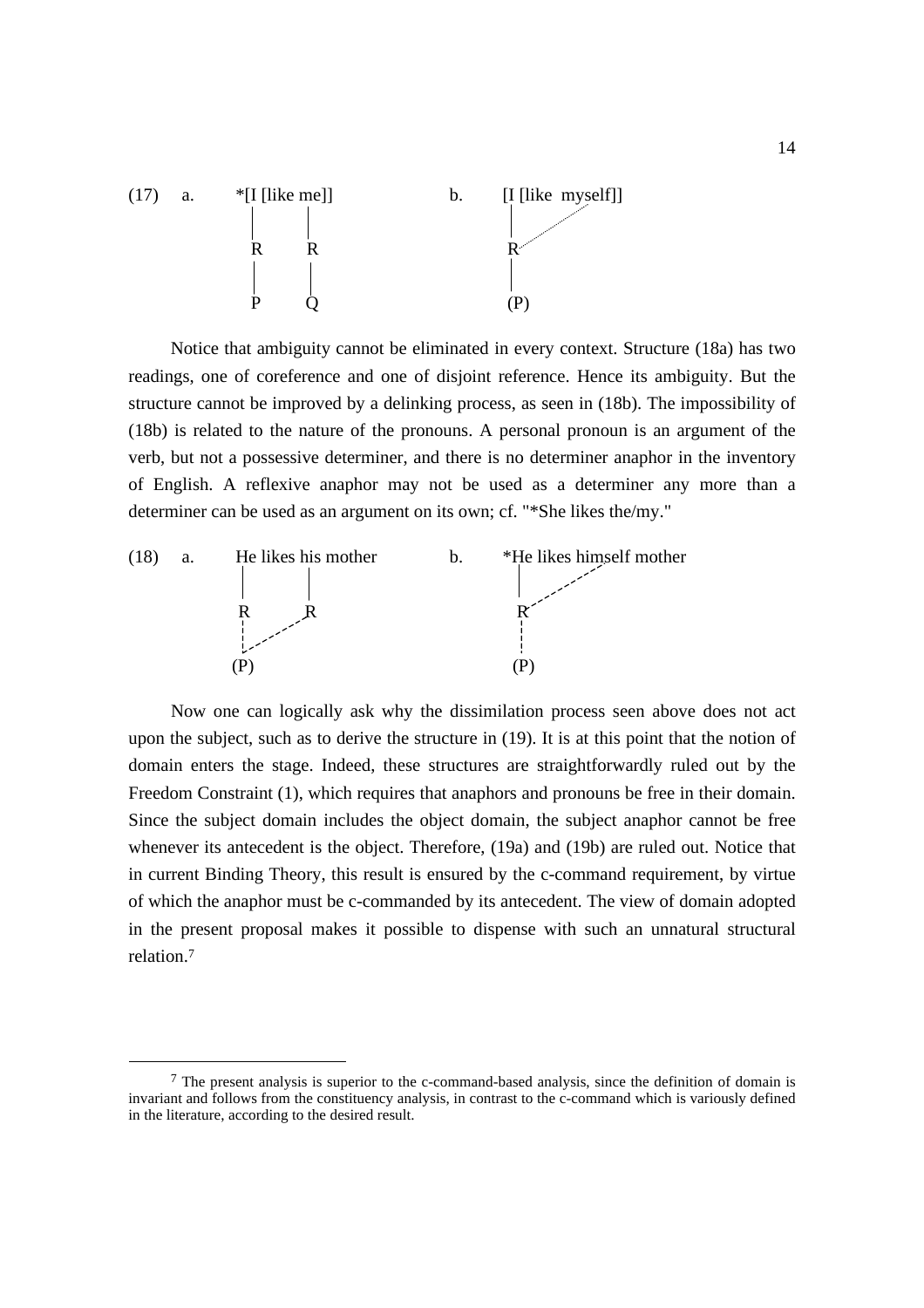(17) a. *[I [like me]]

```
        |       |
        R       R
        |       |
        P       Q
```

b. [I [like myself]]

```
        |      .·
        R ·····
        |
       (P)
```

Notice that ambiguity cannot be eliminated in every context. Structure (18a) has two readings, one of coreference and one of disjoint reference. Hence its ambiguity. But the structure cannot be improved by a delinking process, as seen in (18b). The impossibility of (18b) is related to the nature of the pronouns. A personal pronoun is an argument of the verb, but not a possessive determiner, and there is no determiner anaphor in the inventory of English. A reflexive anaphor may not be used as a determiner any more than a determiner can be used as an argument on its own; cf. "*She likes the/my."

(18) a. He likes his mother

```
        |        |
        R        R
        ¦    - -
        ¦ - -
       (P)
```

b. *He likes himself mother

```
        |      - -
        R - - -
        ¦
       (P)
```

Now one can logically ask why the dissimilation process seen above does not act upon the subject, such as to derive the structure in (19). It is at this point that the notion of domain enters the stage. Indeed, these structures are straightforwardly ruled out by the Freedom Constraint (1), which requires that anaphors and pronouns be free in their domain. Since the subject domain includes the object domain, the subject anaphor cannot be free whenever its antecedent is the object. Therefore, (19a) and (19b) are ruled out. Notice that in current Binding Theory, this result is ensured by the c-command requirement, by virtue of which the anaphor must be c-commanded by its antecedent. The view of domain adopted in the present proposal makes it possible to dispense with such an unnatural structural relation.[7]

---

[7] The present analysis is superior to the c-command-based analysis, since the definition of domain is invariant and follows from the constituency analysis, in contrast to the c-command which is variously defined in the literature, according to the desired result.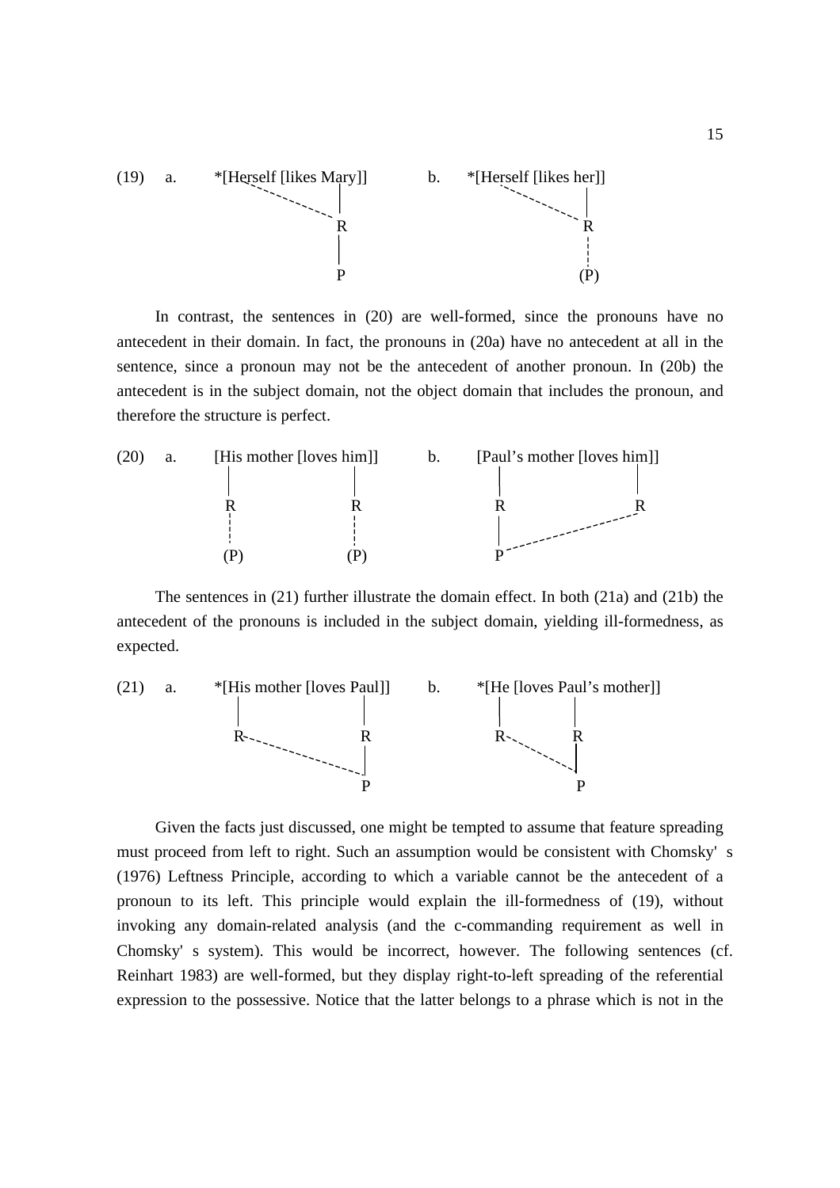(19) a. *[Herself [likes Mary]]   b. *[Herself [likes her]]

```
(19)  a.  *[Herself [likes Mary]]        b.  *[Herself [likes her]]
                              |                                  |
                              R                                  R
                              |                                  ¦
                              P                                 (P)
```

In contrast, the sentences in (20) are well-formed, since the pronouns have no antecedent in their domain. In fact, the pronouns in (20a) have no antecedent at all in the sentence, since a pronoun may not be the antecedent of another pronoun. In (20b) the antecedent is in the subject domain, not the object domain that includes the pronoun, and therefore the structure is perfect.

```
(20)  a.  [His mother [loves him]]       b.  [Paul's mother [loves him]]
            |               |                  |                   |
            R               R                  R                   R
            ¦               ¦                  |
           (P)             (P)                 P
```

The sentences in (21) further illustrate the domain effect. In both (21a) and (21b) the antecedent of the pronouns is included in the subject domain, yielding ill-formedness, as expected.

```
(21)  a.  *[His mother [loves Paul]]     b.  *[He [loves Paul's mother]]
             |               |                  |      |
             R               R                  R      R
                             |                         |
                             P                         P
```

Given the facts just discussed, one might be tempted to assume that feature spreading must proceed from left to right. Such an assumption would be consistent with Chomsky' s (1976) Leftness Principle, according to which a variable cannot be the antecedent of a pronoun to its left. This principle would explain the ill-formedness of (19), without invoking any domain-related analysis (and the c-commanding requirement as well in Chomsky' s system). This would be incorrect, however. The following sentences (cf. Reinhart 1983) are well-formed, but they display right-to-left spreading of the referential expression to the possessive. Notice that the latter belongs to a phrase which is not in the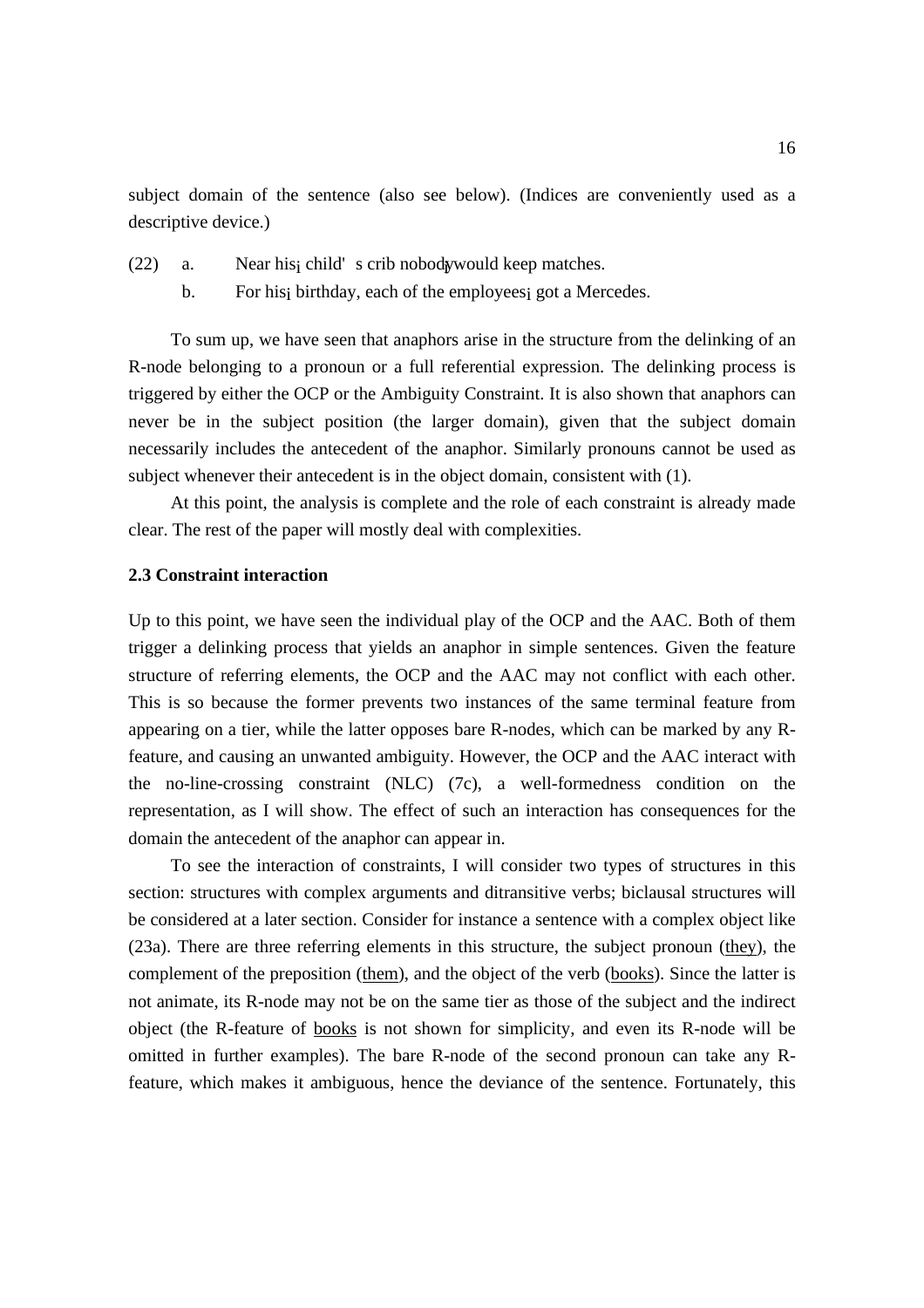subject domain of the sentence (also see below). (Indices are conveniently used as a descriptive device.)

(22) a. Near his$_i$ child's crib nobody$_i$ would keep matches.

b. For his$_i$ birthday, each of the employees$_i$ got a Mercedes.

To sum up, we have seen that anaphors arise in the structure from the delinking of an R-node belonging to a pronoun or a full referential expression. The delinking process is triggered by either the OCP or the Ambiguity Constraint. It is also shown that anaphors can never be in the subject position (the larger domain), given that the subject domain necessarily includes the antecedent of the anaphor. Similarly pronouns cannot be used as subject whenever their antecedent is in the object domain, consistent with (1).

At this point, the analysis is complete and the role of each constraint is already made clear. The rest of the paper will mostly deal with complexities.

### 2.3 Constraint interaction

Up to this point, we have seen the individual play of the OCP and the AAC. Both of them trigger a delinking process that yields an anaphor in simple sentences. Given the feature structure of referring elements, the OCP and the AAC may not conflict with each other. This is so because the former prevents two instances of the same terminal feature from appearing on a tier, while the latter opposes bare R-nodes, which can be marked by any R-feature, and causing an unwanted ambiguity. However, the OCP and the AAC interact with the no-line-crossing constraint (NLC) (7c), a well-formedness condition on the representation, as I will show. The effect of such an interaction has consequences for the domain the antecedent of the anaphor can appear in.

To see the interaction of constraints, I will consider two types of structures in this section: structures with complex arguments and ditransitive verbs; biclausal structures will be considered at a later section. Consider for instance a sentence with a complex object like (23a). There are three referring elements in this structure, the subject pronoun (<u>they</u>), the complement of the preposition (<u>them</u>), and the object of the verb (<u>books</u>). Since the latter is not animate, its R-node may not be on the same tier as those of the subject and the indirect object (the R-feature of <u>books</u> is not shown for simplicity, and even its R-node will be omitted in further examples). The bare R-node of the second pronoun can take any R-feature, which makes it ambiguous, hence the deviance of the sentence. Fortunately, this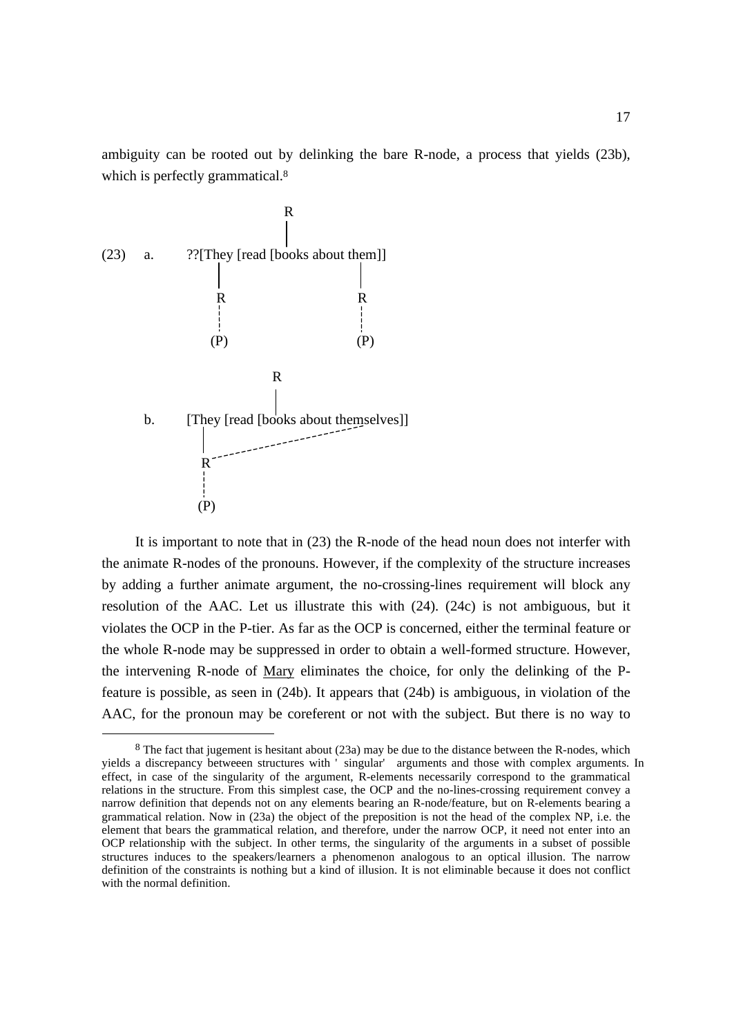ambiguity can be rooted out by delinking the bare R-node, a process that yields (23b), which is perfectly grammatical.[8]

```
                              R
                              |
(23)   a.    ??[They [read [books about them]]
                 |                        |
                 R                        R
                 ¦                        ¦
                (P)                      (P)

                            R
                            |
       b.    [They [read [books about themselves]]
               |                          .
               R - - - - - - - - - - - - -
               ¦
              (P)
```

It is important to note that in (23) the R-node of the head noun does not interfer with the animate R-nodes of the pronouns. However, if the complexity of the structure increases by adding a further animate argument, the no-crossing-lines requirement will block any resolution of the AAC. Let us illustrate this with (24). (24c) is not ambiguous, but it violates the OCP in the P-tier. As far as the OCP is concerned, either the terminal feature or the whole R-node may be suppressed in order to obtain a well-formed structure. However, the intervening R-node of Mary eliminates the choice, for only the delinking of the P-feature is possible, as seen in (24b). It appears that (24b) is ambiguous, in violation of the AAC, for the pronoun may be coreferent or not with the subject. But there is no way to

---

[8] The fact that jugement is hesitant about (23a) may be due to the distance between the R-nodes, which yields a discrepancy betweeen structures with ' singular' arguments and those with complex arguments. In effect, in case of the singularity of the argument, R-elements necessarily correspond to the grammatical relations in the structure. From this simplest case, the OCP and the no-lines-crossing requirement convey a narrow definition that depends not on any elements bearing an R-node/feature, but on R-elements bearing a grammatical relation. Now in (23a) the object of the preposition is not the head of the complex NP, i.e. the element that bears the grammatical relation, and therefore, under the narrow OCP, it need not enter into an OCP relationship with the subject. In other terms, the singularity of the arguments in a subset of possible structures induces to the speakers/learners a phenomenon analogous to an optical illusion. The narrow definition of the constraints is nothing but a kind of illusion. It is not eliminable because it does not conflict with the normal definition.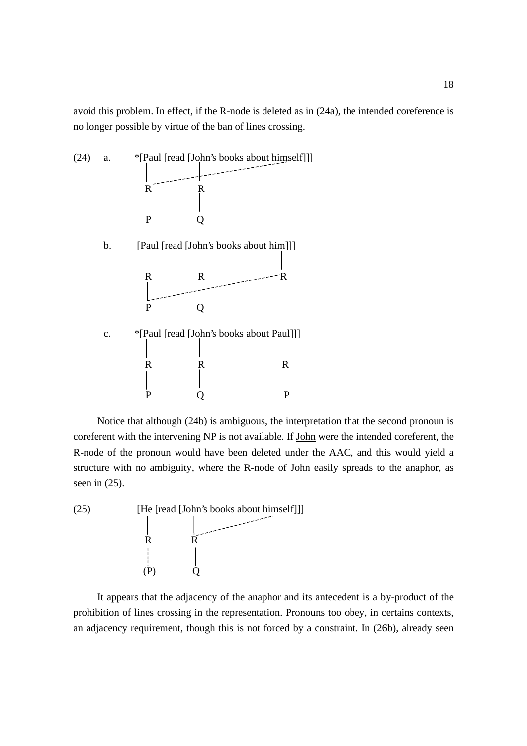avoid this problem. In effect, if the R-node is deleted as in (24a), the intended coreference is no longer possible by virtue of the ban of lines crossing.

```
(24)  a.   *[Paul [read [John's books about himself]]]
             |            |
             R - - - - - -|- - - - - - - - - -
             |            R
             |            |
             P            Q

      b.    [Paul [read [John's books about him]]]
             |            |                    |
             R            R - - - - - - - - - R
             |            |
             |- - - - - - |
             P            Q

      c.   *[Paul [read [John's books about Paul]]]
             |            |                    |
             R            R                    R
             |            |                    |
             P            Q                    P
```

Notice that although (24b) is ambiguous, the interpretation that the second pronoun is coreferent with the intervening NP is not available. If John were the intended coreferent, the R-node of the pronoun would have been deleted under the AAC, and this would yield a structure with no ambiguity, where the R-node of John easily spreads to the anaphor, as seen in (25).

```
(25)        [He [read [John's books about himself]]]
             |          |
             R          R - - - - - - - - -
             ¦          |
            (P)         Q
```

It appears that the adjacency of the anaphor and its antecedent is a by-product of the prohibition of lines crossing in the representation. Pronouns too obey, in certains contexts, an adjacency requirement, though this is not forced by a constraint. In (26b), already seen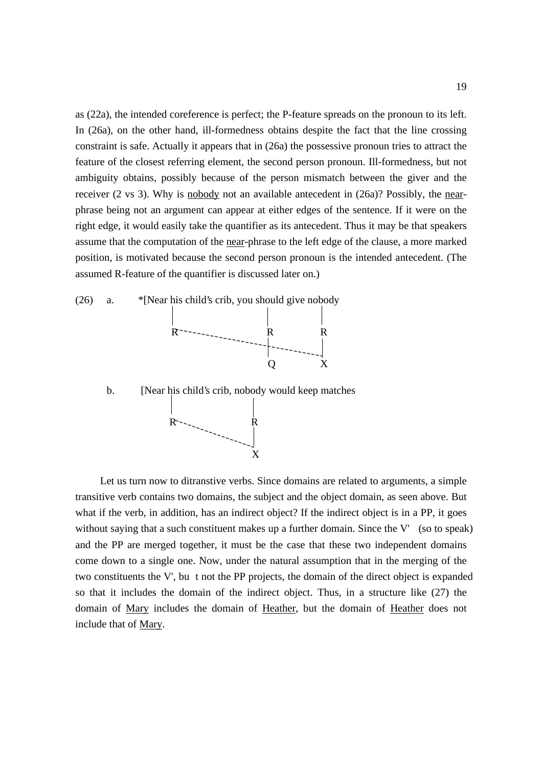as (22a), the intended coreference is perfect; the P-feature spreads on the pronoun to its left. In (26a), on the other hand, ill-formedness obtains despite the fact that the line crossing constraint is safe. Actually it appears that in (26a) the possessive pronoun tries to attract the feature of the closest referring element, the second person pronoun. Ill-formedness, but not ambiguity obtains, possibly because of the person mismatch between the giver and the receiver (2 vs 3). Why is <u>nobody</u> not an available antecedent in (26a)? Possibly, the <u>near</u>-phrase being not an argument can appear at either edges of the sentence. If it were on the right edge, it would easily take the quantifier as its antecedent. Thus it may be that speakers assume that the computation of the <u>near</u>-phrase to the left edge of the clause, a more marked position, is motivated because the second person pronoun is the intended antecedent. (The assumed R-feature of the quantifier is discussed later on.)

```
(26)   a.     *[Near his child's crib, you should give nobody
                     |                        |          |
                     R- - - - - - - - - - - - R          R
                                              |- - - - - |
                                              Q          X

       b.      [Near his child's crib, nobody would keep matches
                     |                   |
                     R- - - - - - - - -  R
                                         |
                                         X
```

Let us turn now to ditranstive verbs. Since domains are related to arguments, a simple transitive verb contains two domains, the subject and the object domain, as seen above. But what if the verb, in addition, has an indirect object? If the indirect object is in a PP, it goes without saying that a such constituent makes up a further domain. Since the V' (so to speak) and the PP are merged together, it must be the case that these two independent domains come down to a single one. Now, under the natural assumption that in the merging of the two constituents the V', bu t not the PP projects, the domain of the direct object is expanded so that it includes the domain of the indirect object. Thus, in a structure like (27) the domain of <u>Mary</u> includes the domain of <u>Heather</u>, but the domain of <u>Heather</u> does not include that of <u>Mary</u>.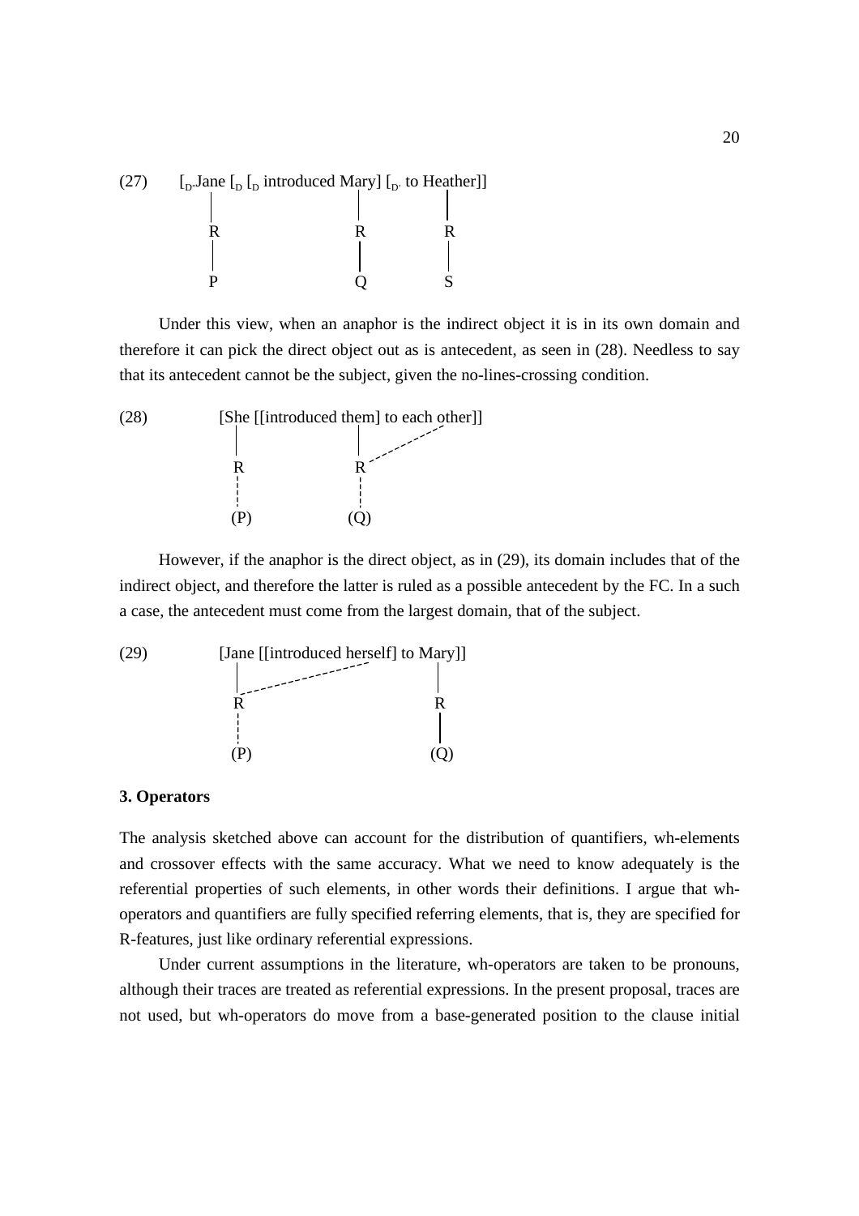(27) $[_{D''}$Jane $[_{D}$ $[_{D}$ introduced Mary$]$ $[_{D'}$ to Heather$]]$

```
          |                      |          |
          R                      R          R
          |                      |          |
          P                      Q          S
```

Under this view, when an anaphor is the indirect object it is in its own domain and therefore it can pick the direct object out as is antecedent, as seen in (28). Needless to say that its antecedent cannot be the subject, given the no-lines-crossing condition.

(28) [She [[introduced them] to each other]]

```
            |               |
            R               R - - - - - (each other)
            ¦               ¦
           (P)             (Q)
```

However, if the anaphor is the direct object, as in (29), its domain includes that of the indirect object, and therefore the latter is ruled as a possible antecedent by the FC. In a such a case, the antecedent must come from the largest domain, that of the subject.

(29) [Jane [[introduced herself] to Mary]]

```
            |                          |
            R - - - - - (herself)      R
            ¦                          |
           (P)                        (Q)
```

### 3. Operators

The analysis sketched above can account for the distribution of quantifiers, wh-elements and crossover effects with the same accuracy. What we need to know adequately is the referential properties of such elements, in other words their definitions. I argue that wh-operators and quantifiers are fully specified referring elements, that is, they are specified for R-features, just like ordinary referential expressions.

Under current assumptions in the literature, wh-operators are taken to be pronouns, although their traces are treated as referential expressions. In the present proposal, traces are not used, but wh-operators do move from a base-generated position to the clause initial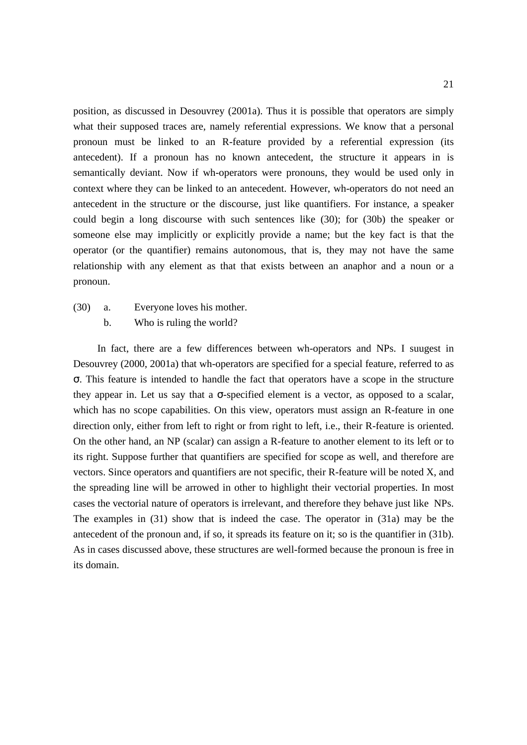position, as discussed in Desouvrey (2001a). Thus it is possible that operators are simply what their supposed traces are, namely referential expressions. We know that a personal pronoun must be linked to an R-feature provided by a referential expression (its antecedent). If a pronoun has no known antecedent, the structure it appears in is semantically deviant. Now if wh-operators were pronouns, they would be used only in context where they can be linked to an antecedent. However, wh-operators do not need an antecedent in the structure or the discourse, just like quantifiers. For instance, a speaker could begin a long discourse with such sentences like (30); for (30b) the speaker or someone else may implicitly or explicitly provide a name; but the key fact is that the operator (or the quantifier) remains autonomous, that is, they may not have the same relationship with any element as that that exists between an anaphor and a noun or a pronoun.

(30) a. Everyone loves his mother.
     b. Who is ruling the world?

In fact, there are a few differences between wh-operators and NPs. I suugest in Desouvrey (2000, 2001a) that wh-operators are specified for a special feature, referred to as σ. This feature is intended to handle the fact that operators have a scope in the structure they appear in. Let us say that a σ-specified element is a vector, as opposed to a scalar, which has no scope capabilities. On this view, operators must assign an R-feature in one direction only, either from left to right or from right to left, i.e., their R-feature is oriented. On the other hand, an NP (scalar) can assign a R-feature to another element to its left or to its right. Suppose further that quantifiers are specified for scope as well, and therefore are vectors. Since operators and quantifiers are not specific, their R-feature will be noted X, and the spreading line will be arrowed in other to highlight their vectorial properties. In most cases the vectorial nature of operators is irrelevant, and therefore they behave just like NPs. The examples in (31) show that is indeed the case. The operator in (31a) may be the antecedent of the pronoun and, if so, it spreads its feature on it; so is the quantifier in (31b). As in cases discussed above, these structures are well-formed because the pronoun is free in its domain.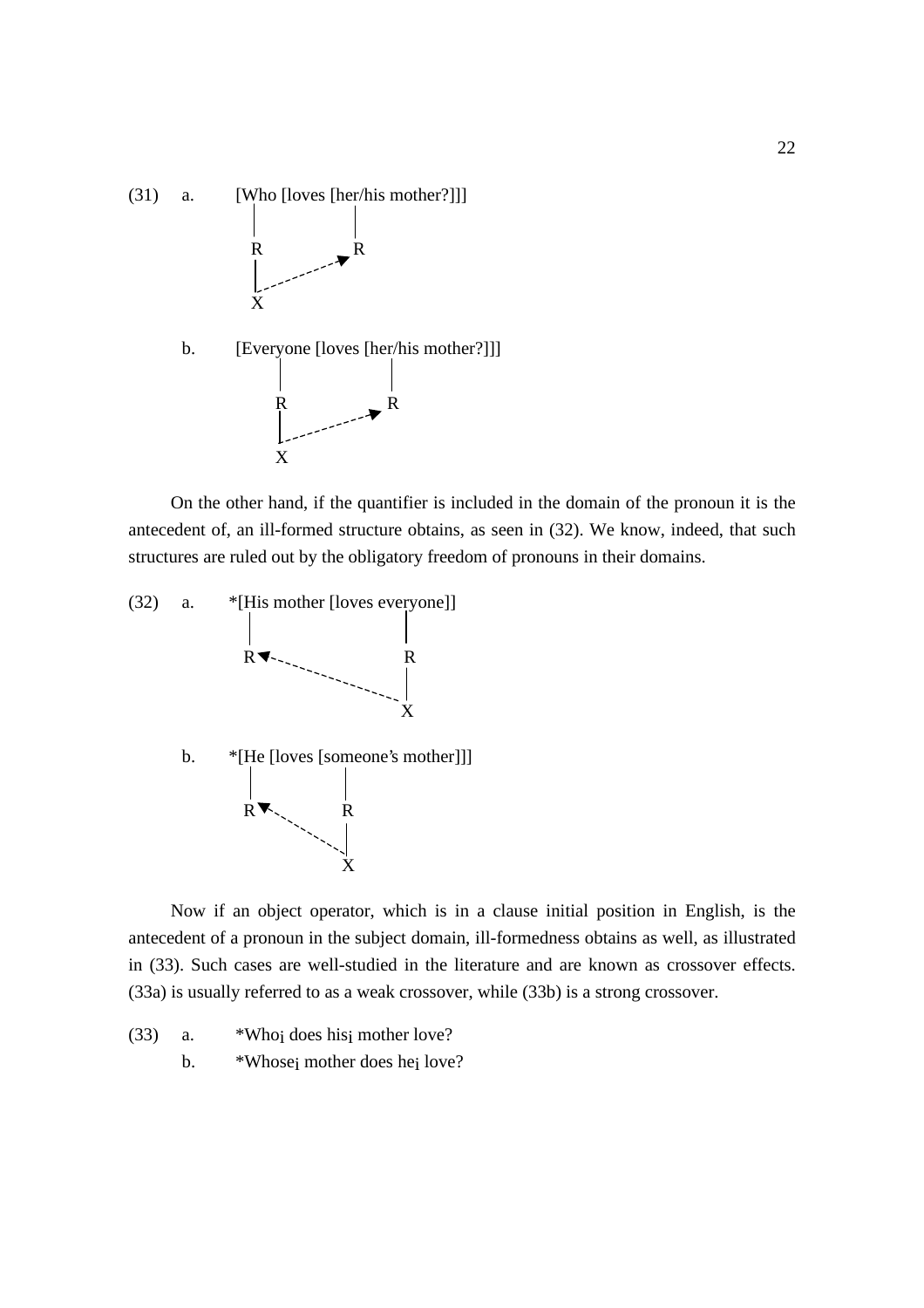(31) a. [Who [loves [her/his mother?]]]

```
         |            |
         R            R
         |  - - - - ->
         X
```

b. [Everyone [loves [her/his mother?]]]

```
             |              |
             R              R
             |  - - - - - ->
             X
```

On the other hand, if the quantifier is included in the domain of the pronoun it is the antecedent of, an ill-formed structure obtains, as seen in (32). We know, indeed, that such structures are ruled out by the obligatory freedom of pronouns in their domains.

(32) a. *[His mother [loves everyone]]

```
         |                     |
         R <- - - - - - -      R
                         - - - |
                               X
```

b. *[He [loves [someone's mother]]]

```
         |            |
         R <- - -     R
                 - - -|
                      X
```

Now if an object operator, which is in a clause initial position in English, is the antecedent of a pronoun in the subject domain, ill-formedness obtains as well, as illustrated in (33). Such cases are well-studied in the literature and are known as crossover effects. (33a) is usually referred to as a weak crossover, while (33b) is a strong crossover.

(33) a. *Who$_i$ does his$_i$ mother love?

b. *Whose$_i$ mother does he$_i$ love?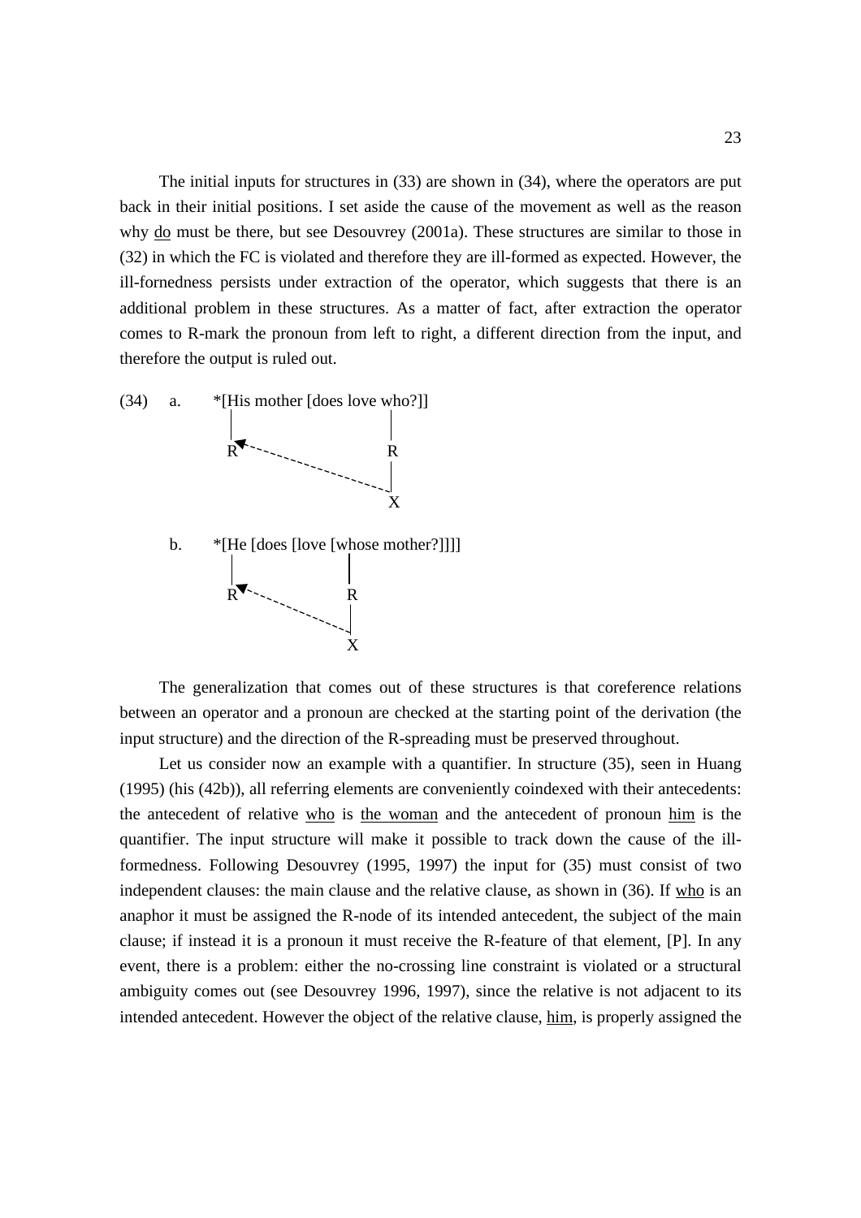The initial inputs for structures in (33) are shown in (34), where the operators are put back in their initial positions. I set aside the cause of the movement as well as the reason why <u>do</u> must be there, but see Desouvrey (2001a). These structures are similar to those in (32) in which the FC is violated and therefore they are ill-formed as expected. However, the ill-fornedness persists under extraction of the operator, which suggests that there is an additional problem in these structures. As a matter of fact, after extraction the operator comes to R-mark the pronoun from left to right, a different direction from the input, and therefore the output is ruled out.

(34) a. *[His mother [does love who?]]

```
         |                        |
         R◄- - - - - - - - - - -  R
                                  |
                                  X
```

b. *[He [does [love [whose mother?]]]]

```
         |                 |
         R◄- - - - - - - - R
                           |
                           X
```

The generalization that comes out of these structures is that coreference relations between an operator and a pronoun are checked at the starting point of the derivation (the input structure) and the direction of the R-spreading must be preserved throughout.

Let us consider now an example with a quantifier. In structure (35), seen in Huang (1995) (his (42b)), all referring elements are conveniently coindexed with their antecedents: the antecedent of relative <u>who</u> is <u>the woman</u> and the antecedent of pronoun <u>him</u> is the quantifier. The input structure will make it possible to track down the cause of the ill-formedness. Following Desouvrey (1995, 1997) the input for (35) must consist of two independent clauses: the main clause and the relative clause, as shown in (36). If <u>who</u> is an anaphor it must be assigned the R-node of its intended antecedent, the subject of the main clause; if instead it is a pronoun it must receive the R-feature of that element, [P]. In any event, there is a problem: either the no-crossing line constraint is violated or a structural ambiguity comes out (see Desouvrey 1996, 1997), since the relative is not adjacent to its intended antecedent. However the object of the relative clause, <u>him</u>, is properly assigned the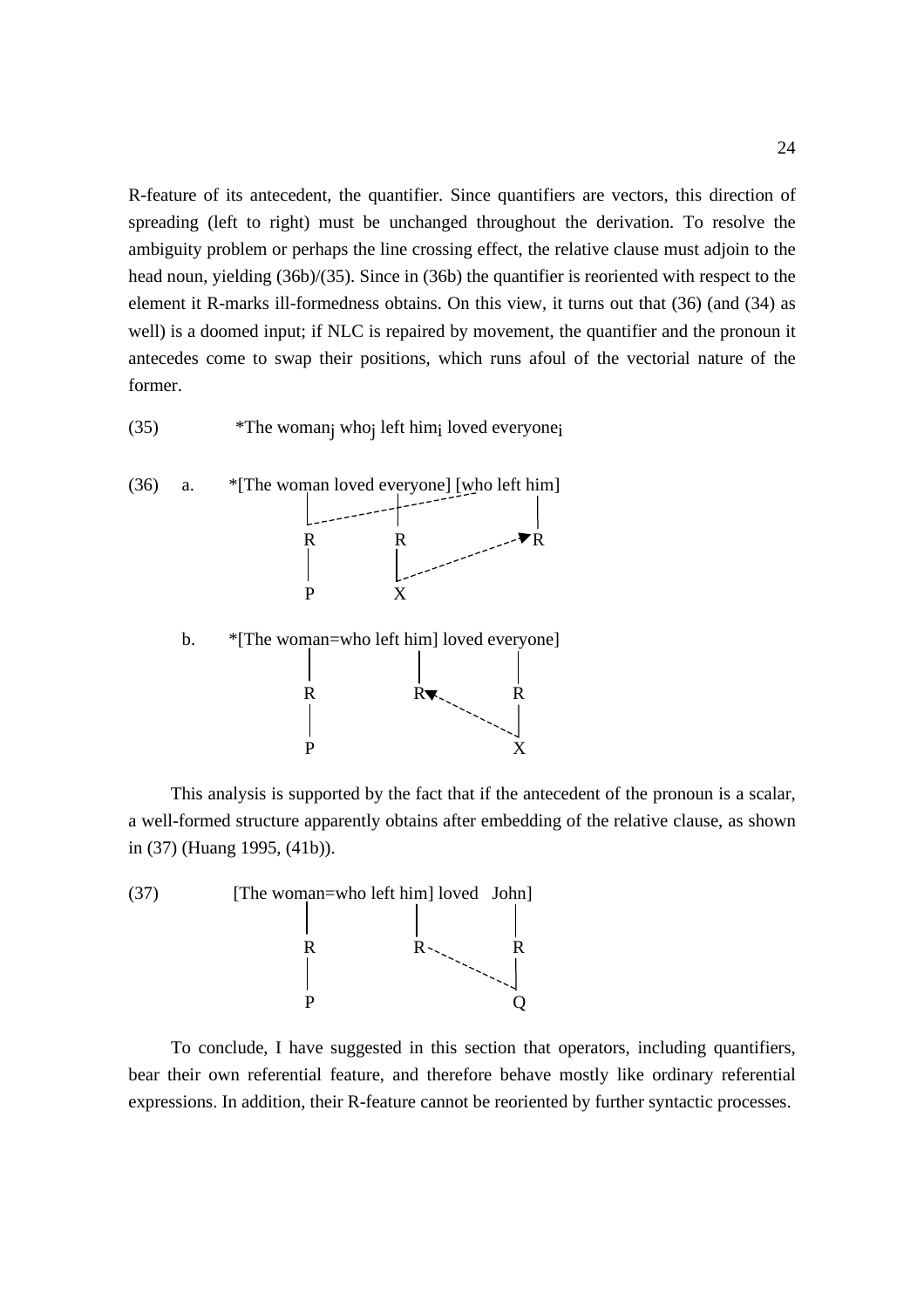R-feature of its antecedent, the quantifier. Since quantifiers are vectors, this direction of spreading (left to right) must be unchanged throughout the derivation. To resolve the ambiguity problem or perhaps the line crossing effect, the relative clause must adjoin to the head noun, yielding (36b)/(35). Since in (36b) the quantifier is reoriented with respect to the element it R-marks ill-formedness obtains. On this view, it turns out that (36) (and (34) as well) is a doomed input; if NLC is repaired by movement, the quantifier and the pronoun it antecedes come to swap their positions, which runs afoul of the vectorial nature of the former.

(35) *The woman$_j$ who$_j$ left him$_i$ loved everyone$_i$

(36) a. *[The woman loved everyone] [who left him]

```
        |              |                  |
        R              R  - - - - - - - ->R
        |              |
        P              X
```

b. *[The woman=who left him] loved everyone]

```
        |              |                  |
        R              R<- - - - - - - -  R
        |                                 |
        P                                 X
```

This analysis is supported by the fact that if the antecedent of the pronoun is a scalar, a well-formed structure apparently obtains after embedding of the relative clause, as shown in (37) (Huang 1995, (41b)).

(37) [The woman=who left him] loved John]

```
        |              |                  |
        R              R - - - - - - - -  R
        |                                 |
        P                                 Q
```

To conclude, I have suggested in this section that operators, including quantifiers, bear their own referential feature, and therefore behave mostly like ordinary referential expressions. In addition, their R-feature cannot be reoriented by further syntactic processes.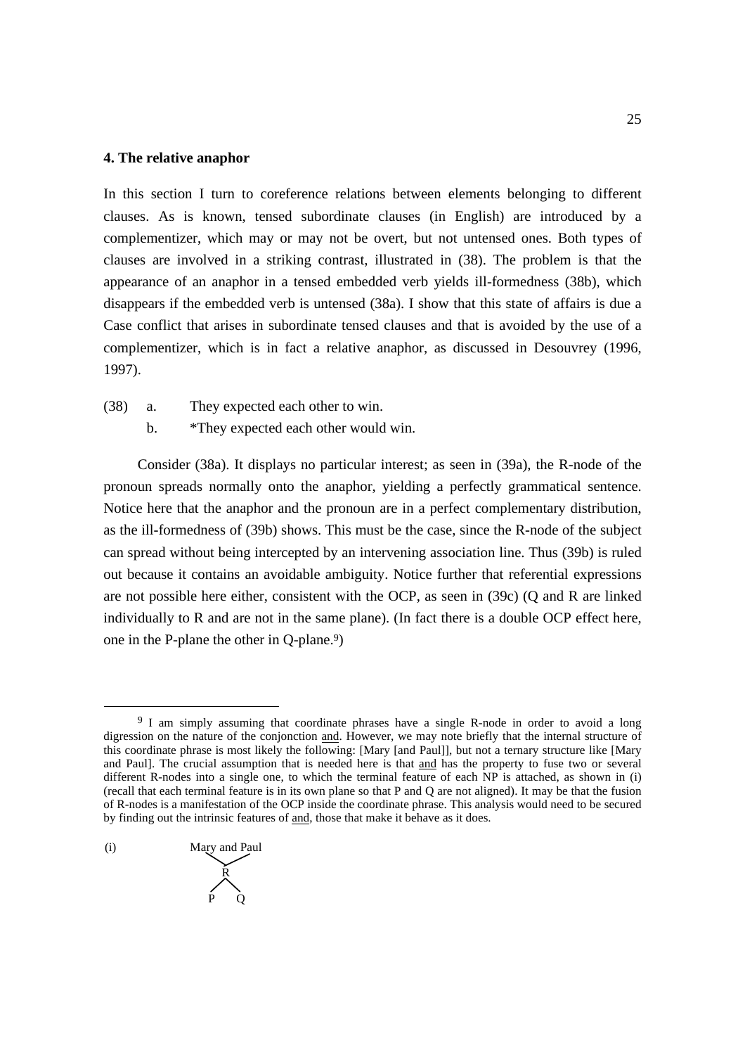## 4. The relative anaphor

In this section I turn to coreference relations between elements belonging to different clauses. As is known, tensed subordinate clauses (in English) are introduced by a complementizer, which may or may not be overt, but not untensed ones. Both types of clauses are involved in a striking contrast, illustrated in (38). The problem is that the appearance of an anaphor in a tensed embedded verb yields ill-formedness (38b), which disappears if the embedded verb is untensed (38a). I show that this state of affairs is due a Case conflict that arises in subordinate tensed clauses and that is avoided by the use of a complementizer, which is in fact a relative anaphor, as discussed in Desouvrey (1996, 1997).

(38) a. They expected each other to win.

b. *They expected each other would win.

Consider (38a). It displays no particular interest; as seen in (39a), the R-node of the pronoun spreads normally onto the anaphor, yielding a perfectly grammatical sentence. Notice here that the anaphor and the pronoun are in a perfect complementary distribution, as the ill-formedness of (39b) shows. This must be the case, since the R-node of the subject can spread without being intercepted by an intervening association line. Thus (39b) is ruled out because it contains an avoidable ambiguity. Notice further that referential expressions are not possible here either, consistent with the OCP, as seen in (39c) (Q and R are linked individually to R and are not in the same plane). (In fact there is a double OCP effect here, one in the P-plane the other in Q-plane.[9])

---

[9] I am simply assuming that coordinate phrases have a single R-node in order to avoid a long digression on the nature of the conjonction and. However, we may note briefly that the internal structure of this coordinate phrase is most likely the following: [Mary [and Paul]], but not a ternary structure like [Mary and Paul]. The crucial assumption that is needed here is that and has the property to fuse two or several different R-nodes into a single one, to which the terminal feature of each NP is attached, as shown in (i) (recall that each terminal feature is in its own plane so that P and Q are not aligned). It may be that the fusion of R-nodes is a manifestation of the OCP inside the coordinate phrase. This analysis would need to be secured by finding out the intrinsic features of and, those that make it behave as it does.

(i)
```
Mary and Paul
   \     /
      R
     / \
    P   Q
```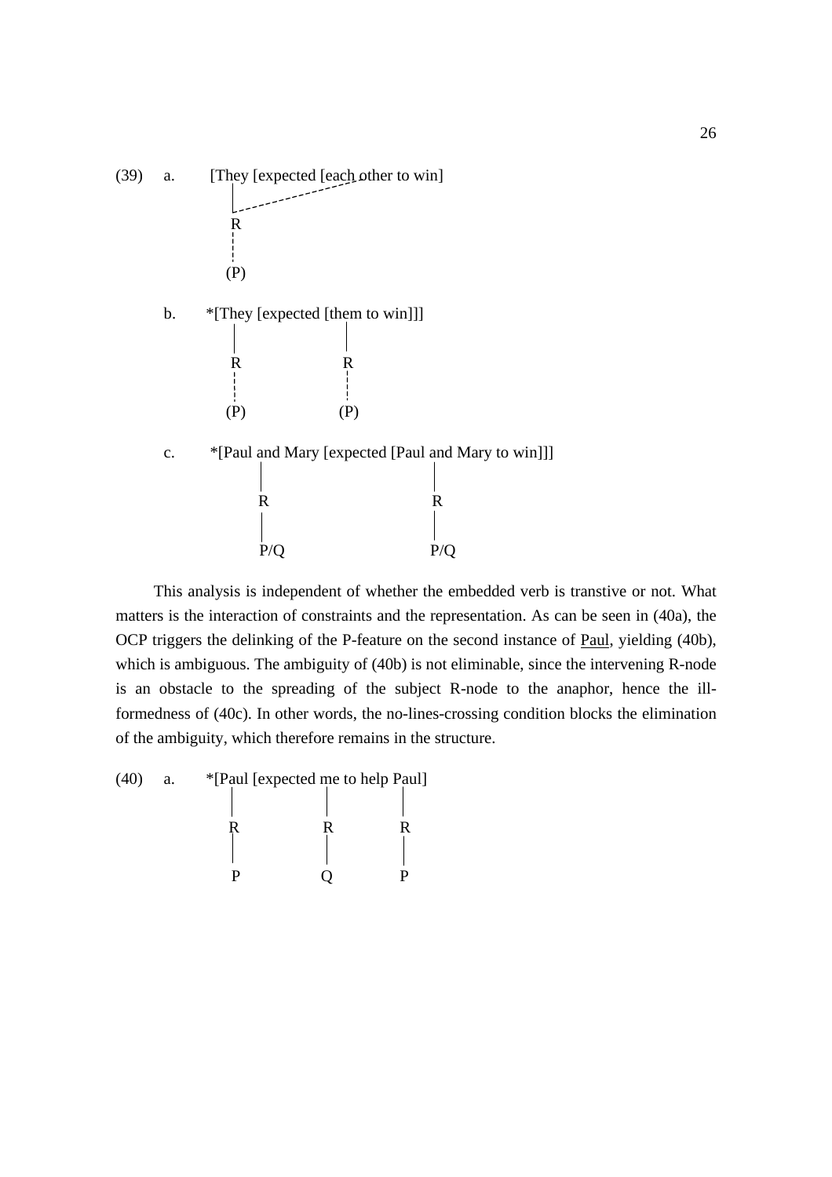(39) a. [They [expected [each other to win]

```
         |
          - - - - - - - - - - - - - -
         R
         ¦
        (P)
```

b. *[They [expected [them to win]]]

```
         |                  |
         R                  R
         ¦                  ¦
        (P)                (P)
```

c. *[Paul and Mary [expected [Paul and Mary to win]]]

```
              |                         |
              R                         R
              |                         |
             P/Q                       P/Q
```

This analysis is independent of whether the embedded verb is transtive or not. What matters is the interaction of constraints and the representation. As can be seen in (40a), the OCP triggers the delinking of the P-feature on the second instance of <u>Paul</u>, yielding (40b), which is ambiguous. The ambiguity of (40b) is not eliminable, since the intervening R-node is an obstacle to the spreading of the subject R-node to the anaphor, hence the ill-formedness of (40c). In other words, the no-lines-crossing condition blocks the elimination of the ambiguity, which therefore remains in the structure.

(40) a. *[Paul [expected me to help Paul]

```
         |              |           |
         R              R           R
         |              |           |
         P              Q           P
```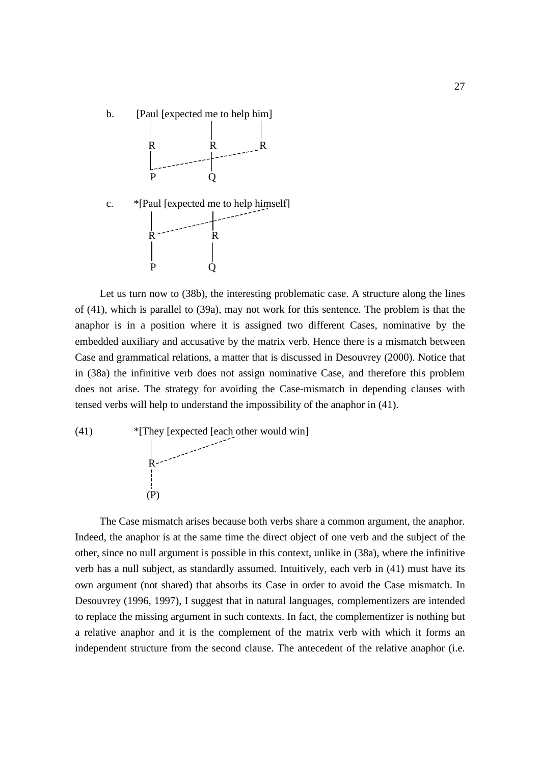b. [Paul [expected me to help him]

```
     |              |            |
     R              R            R
     |              |     
     P              Q
```

c. *[Paul [expected me to help himself]

```
     |              |
     R              R
     |              |
     P              Q
```

Let us turn now to (38b), the interesting problematic case. A structure along the lines of (41), which is parallel to (39a), may not work for this sentence. The problem is that the anaphor is in a position where it is assigned two different Cases, nominative by the embedded auxiliary and accusative by the matrix verb. Hence there is a mismatch between Case and grammatical relations, a matter that is discussed in Desouvrey (2000). Notice that in (38a) the infinitive verb does not assign nominative Case, and therefore this problem does not arise. The strategy for avoiding the Case-mismatch in depending clauses with tensed verbs will help to understand the impossibility of the anaphor in (41).

(41) *[They [expected [each other would win]

```
      |
      R
      ¦
     (P)
```

The Case mismatch arises because both verbs share a common argument, the anaphor. Indeed, the anaphor is at the same time the direct object of one verb and the subject of the other, since no null argument is possible in this context, unlike in (38a), where the infinitive verb has a null subject, as standardly assumed. Intuitively, each verb in (41) must have its own argument (not shared) that absorbs its Case in order to avoid the Case mismatch. In Desouvrey (1996, 1997), I suggest that in natural languages, complementizers are intended to replace the missing argument in such contexts. In fact, the complementizer is nothing but a relative anaphor and it is the complement of the matrix verb with which it forms an independent structure from the second clause. The antecedent of the relative anaphor (i.e.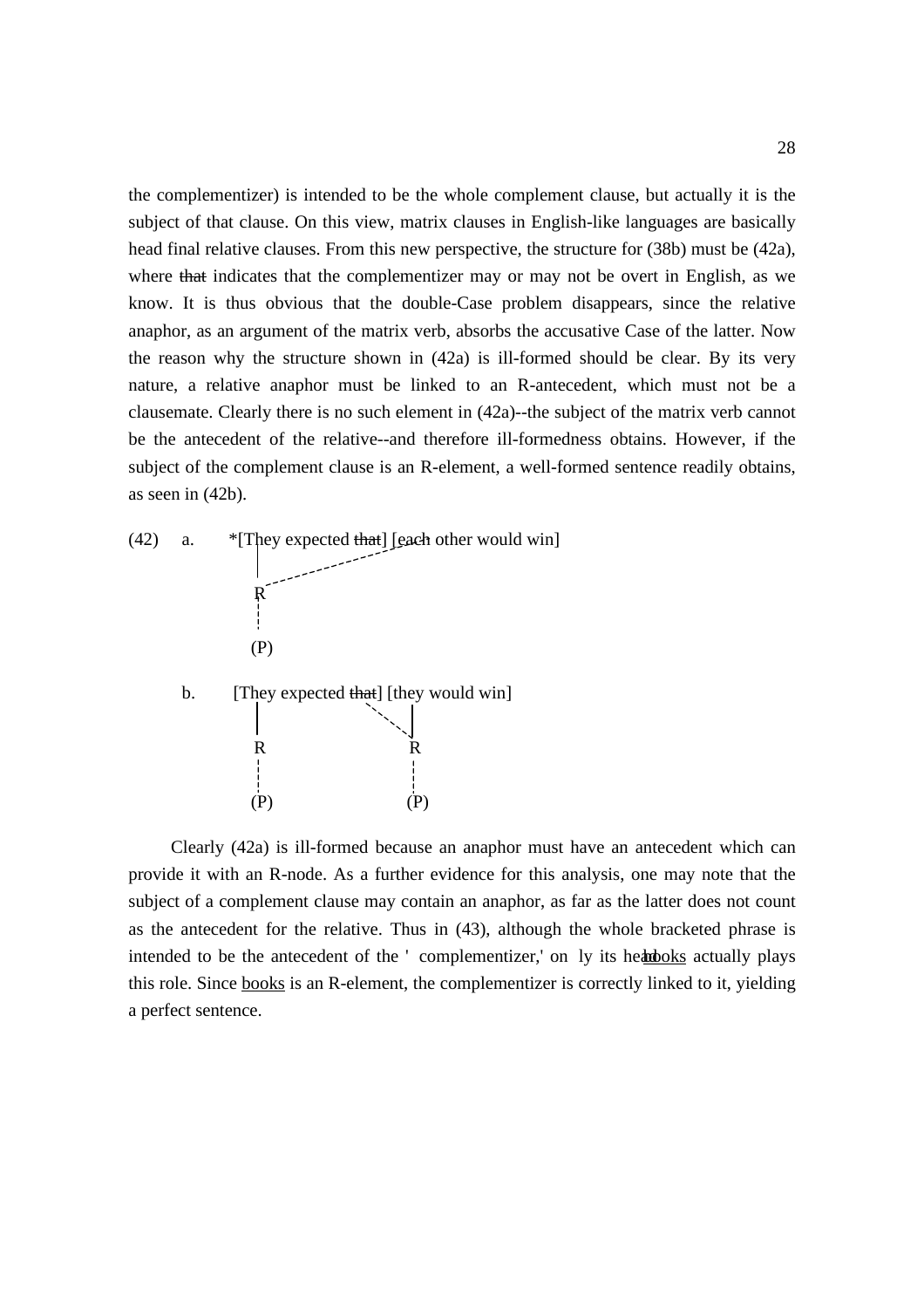the complementizer) is intended to be the whole complement clause, but actually it is the subject of that clause. On this view, matrix clauses in English-like languages are basically head final relative clauses. From this new perspective, the structure for (38b) must be (42a), where ~~that~~ indicates that the complementizer may or may not be overt in English, as we know. It is thus obvious that the double-Case problem disappears, since the relative anaphor, as an argument of the matrix verb, absorbs the accusative Case of the latter. Now the reason why the structure shown in (42a) is ill-formed should be clear. By its very nature, a relative anaphor must be linked to an R-antecedent, which must not be a clausemate. Clearly there is no such element in (42a)--the subject of the matrix verb cannot be the antecedent of the relative--and therefore ill-formedness obtains. However, if the subject of the complement clause is an R-element, a well-formed sentence readily obtains, as seen in (42b).

```
(42)  a.   *[They expected that] [each other would win]
              |
              R
              :
             (P)

      b.    [They expected that] [they would win]
              |                    |
              R                    R
              :                    :
             (P)                  (P)
```

Clearly (42a) is ill-formed because an anaphor must have an antecedent which can provide it with an R-node. As a further evidence for this analysis, one may note that the subject of a complement clause may contain an anaphor, as far as the latter does not count as the antecedent for the relative. Thus in (43), although the whole bracketed phrase is intended to be the antecedent of the 'complementizer,' only its head books actually plays this role. Since books is an R-element, the complementizer is correctly linked to it, yielding a perfect sentence.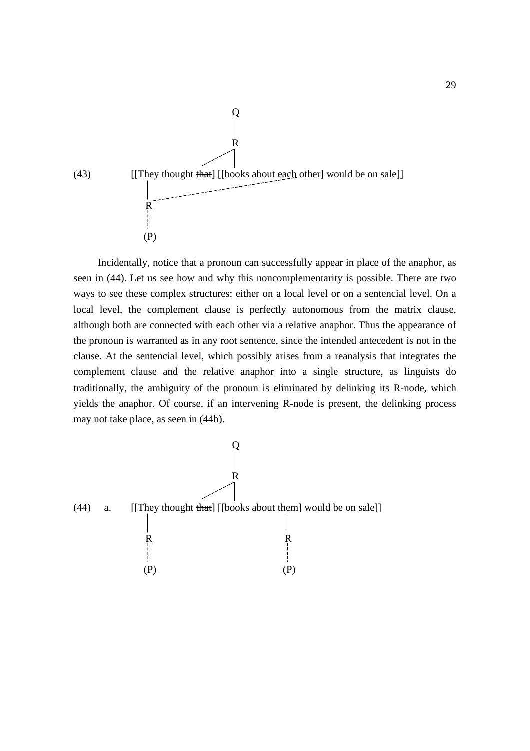(43) [[They thought ~~that~~] [[books about each other] would be on sale]]

```
                              Q
                              |
                              R
                           .-'|
(43)    [[They thought that] [[books about each other] would be on sale]]
          |                                  
          R - - - - - - - - - - - - - - - - -'
          :
         (P)
```

Incidentally, notice that a pronoun can successfully appear in place of the anaphor, as seen in (44). Let us see how and why this noncomplementarity is possible. There are two ways to see these complex structures: either on a local level or on a sentencial level. On a local level, the complement clause is perfectly autonomous from the matrix clause, although both are connected with each other via a relative anaphor. Thus the appearance of the pronoun is warranted as in any root sentence, since the intended antecedent is not in the clause. At the sentencial level, which possibly arises from a reanalysis that integrates the complement clause and the relative anaphor into a single structure, as linguists do traditionally, the ambiguity of the pronoun is eliminated by delinking its R-node, which yields the anaphor. Of course, if an intervening R-node is present, the delinking process may not take place, as seen in (44b).

(44) a. [[They thought ~~that~~] [[books about them] would be on sale]]

```
                              Q
                              |
                              R
                           .-'|
(44) a. [[They thought that] [[books about them] would be on sale]]
          |                                 |
          R                                 R
          :                                 :
         (P)                               (P)
```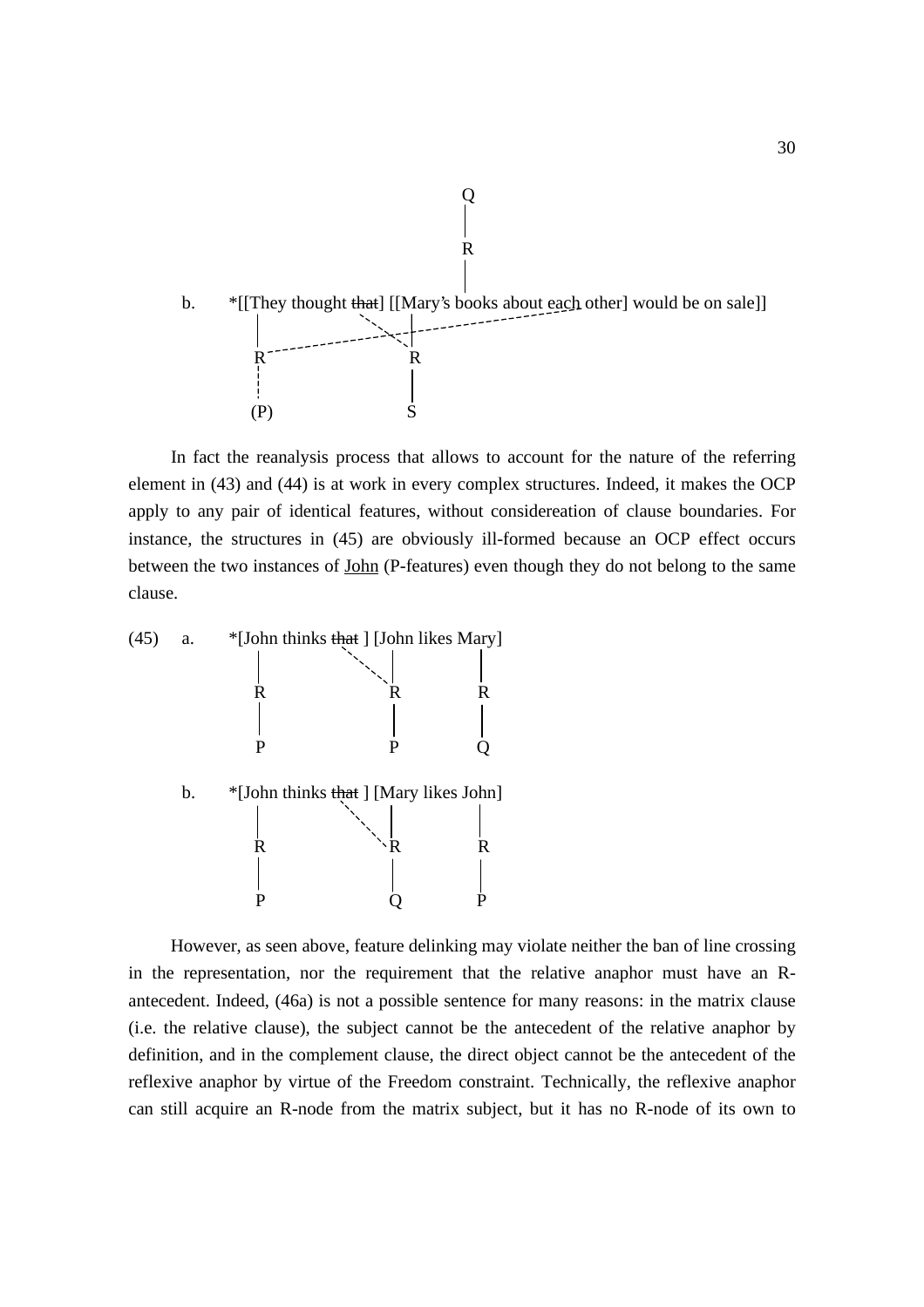```
                                              Q
                                              |
                                              R
                                              |
b.   *[[They thought that] [[Mary's books about each other] would be on sale]]
       |                         |
       R - - - - - - - - - - - - R - - - - - - - - - - - -
       ¦                         |
      (P)                        S
```

In fact the reanalysis process that allows to account for the nature of the referring element in (43) and (44) is at work in every complex structures. Indeed, it makes the OCP apply to any pair of identical features, without considereation of clause boundaries. For instance, the structures in (45) are obviously ill-formed because an OCP effect occurs between the two instances of John (P-features) even though they do not belong to the same clause.

```
(45)  a.   *[John thinks that ] [John likes Mary]
              |                    |         |
              R                    R         R
              |                    |         |
              P                    P         Q

      b.   *[John thinks that ] [Mary likes John]
              |                    |         |
              R                    R         R
              |                    |         |
              P                    Q         P
```

However, as seen above, feature delinking may violate neither the ban of line crossing in the representation, nor the requirement that the relative anaphor must have an R-antecedent. Indeed, (46a) is not a possible sentence for many reasons: in the matrix clause (i.e. the relative clause), the subject cannot be the antecedent of the relative anaphor by definition, and in the complement clause, the direct object cannot be the antecedent of the reflexive anaphor by virtue of the Freedom constraint. Technically, the reflexive anaphor can still acquire an R-node from the matrix subject, but it has no R-node of its own to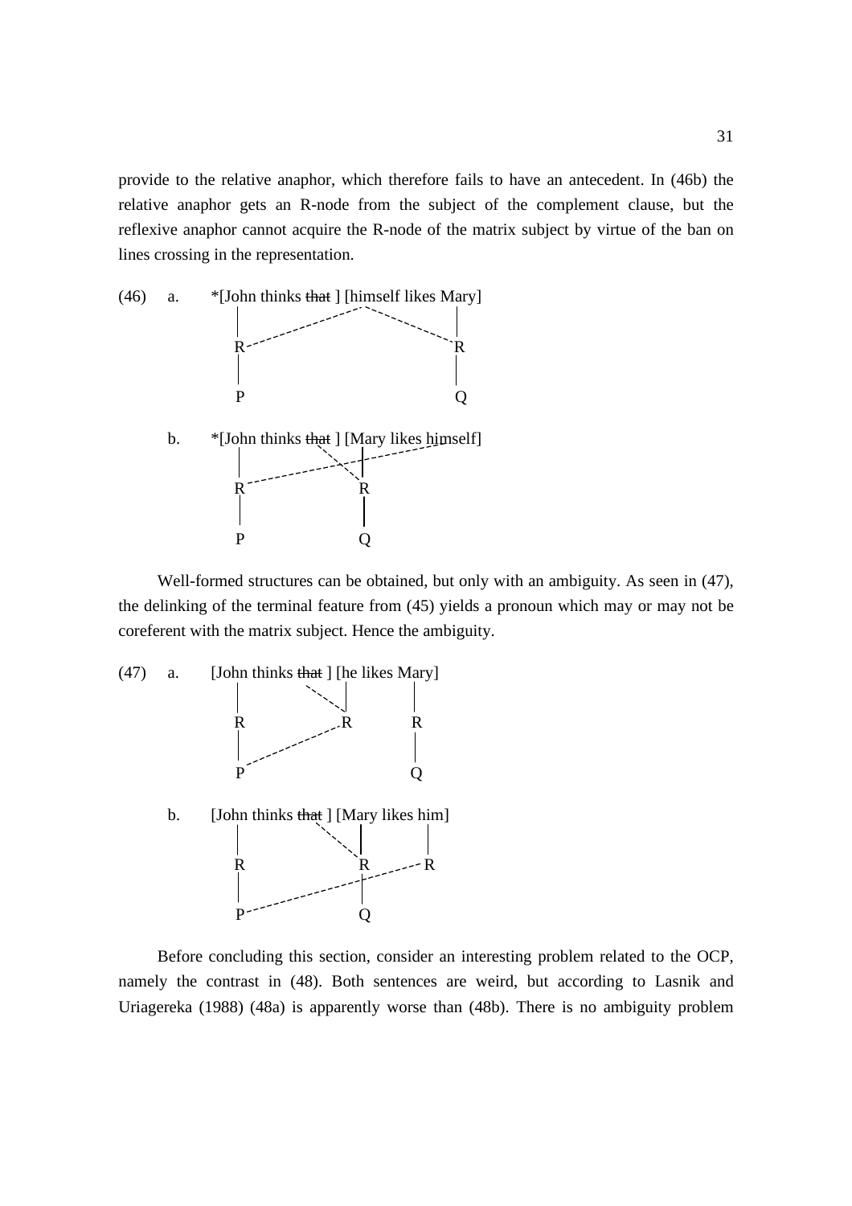provide to the relative anaphor, which therefore fails to have an antecedent. In (46b) the relative anaphor gets an R-node from the subject of the complement clause, but the reflexive anaphor cannot acquire the R-node of the matrix subject by virtue of the ban on lines crossing in the representation.

(46) a. *[John thinks ~~that~~ ] [himself likes Mary]

```
         |                                    |
         R - - - - - - - - - - - - - - - - - R
         |                                    |
         P                                    Q
```

b. *[John thinks ~~that~~ ] [Mary likes himself]

```
         |                    |
         R - - - - - - - - -  R
         |                    |
         P                    Q
```

Well-formed structures can be obtained, but only with an ambiguity. As seen in (47), the delinking of the terminal feature from (45) yields a pronoun which may or may not be coreferent with the matrix subject. Hence the ambiguity.

(47) a. [John thinks ~~that~~ ] [he likes Mary]

```
         |                 |          |
         R                 R          R
         |                            |
         P                            Q
```

b. [John thinks ~~that~~ ] [Mary likes him]

```
         |                    |          |
         R                    R          R
         |                    |
         P                    Q
```

Before concluding this section, consider an interesting problem related to the OCP, namely the contrast in (48). Both sentences are weird, but according to Lasnik and Uriagereka (1988) (48a) is apparently worse than (48b). There is no ambiguity problem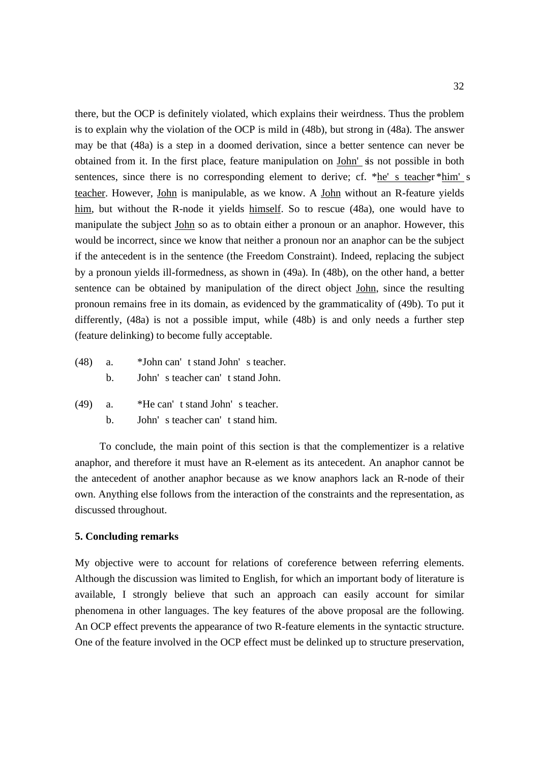there, but the OCP is definitely violated, which explains their weirdness. Thus the problem is to explain why the violation of the OCP is mild in (48b), but strong in (48a). The answer may be that (48a) is a step in a doomed derivation, since a better sentence can never be obtained from it. In the first place, feature manipulation on John's is not possible in both sentences, since there is no corresponding element to derive; cf. *he's teacher, *him's teacher. However, John is manipulable, as we know. A John without an R-feature yields him, but without the R-node it yields himself. So to rescue (48a), one would have to manipulate the subject John so as to obtain either a pronoun or an anaphor. However, this would be incorrect, since we know that neither a pronoun nor an anaphor can be the subject if the antecedent is in the sentence (the Freedom Constraint). Indeed, replacing the subject by a pronoun yields ill-formedness, as shown in (49a). In (48b), on the other hand, a better sentence can be obtained by manipulation of the direct object John, since the resulting pronoun remains free in its domain, as evidenced by the grammaticality of (49b). To put it differently, (48a) is not a possible imput, while (48b) is and only needs a further step (feature delinking) to become fully acceptable.

(48) a. *John can't stand John's teacher.
     b. John's teacher can't stand John.

(49) a. *He can't stand John's teacher.
     b. John's teacher can't stand him.

To conclude, the main point of this section is that the complementizer is a relative anaphor, and therefore it must have an R-element as its antecedent. An anaphor cannot be the antecedent of another anaphor because as we know anaphors lack an R-node of their own. Anything else follows from the interaction of the constraints and the representation, as discussed throughout.

**5. Concluding remarks**

My objective were to account for relations of coreference between referring elements. Although the discussion was limited to English, for which an important body of literature is available, I strongly believe that such an approach can easily account for similar phenomena in other languages. The key features of the above proposal are the following. An OCP effect prevents the appearance of two R-feature elements in the syntactic structure. One of the feature involved in the OCP effect must be delinked up to structure preservation,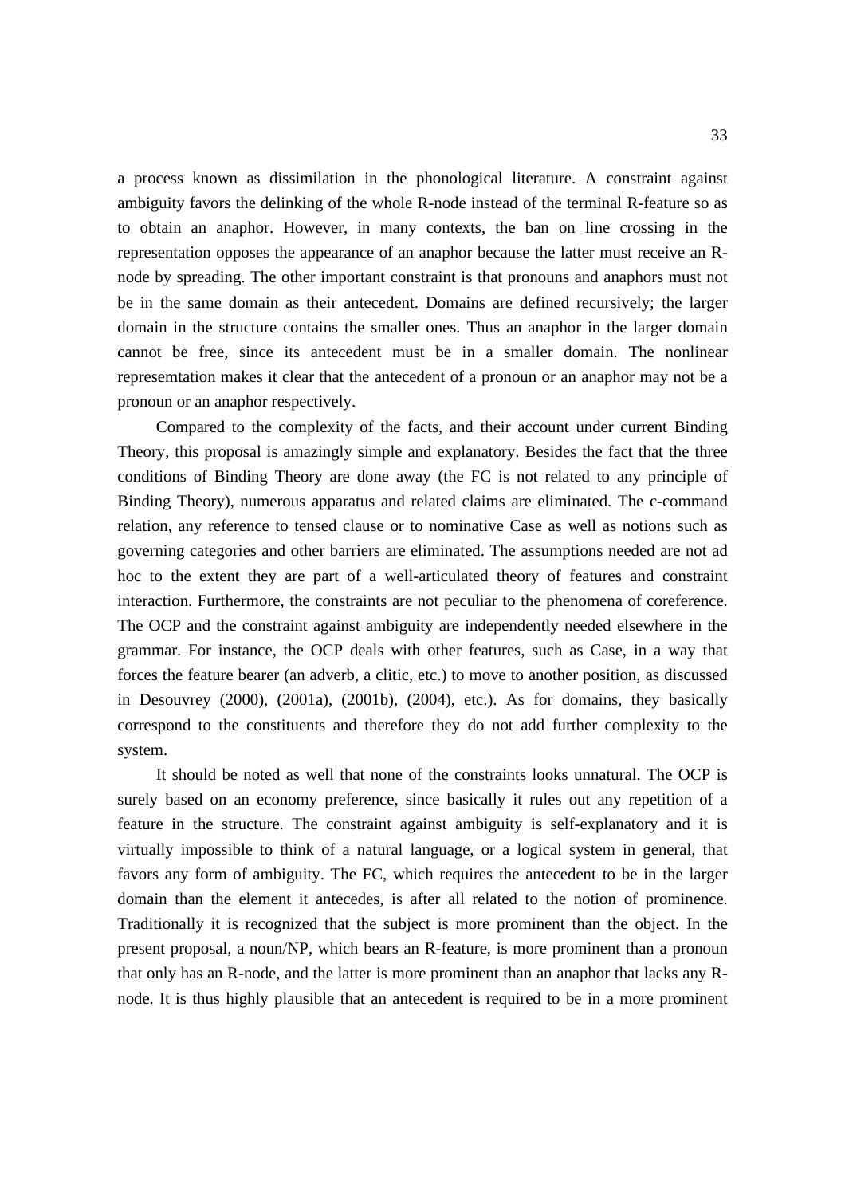a process known as dissimilation in the phonological literature. A constraint against ambiguity favors the delinking of the whole R-node instead of the terminal R-feature so as to obtain an anaphor. However, in many contexts, the ban on line crossing in the representation opposes the appearance of an anaphor because the latter must receive an R-node by spreading. The other important constraint is that pronouns and anaphors must not be in the same domain as their antecedent. Domains are defined recursively; the larger domain in the structure contains the smaller ones. Thus an anaphor in the larger domain cannot be free, since its antecedent must be in a smaller domain. The nonlinear represemtation makes it clear that the antecedent of a pronoun or an anaphor may not be a pronoun or an anaphor respectively.

Compared to the complexity of the facts, and their account under current Binding Theory, this proposal is amazingly simple and explanatory. Besides the fact that the three conditions of Binding Theory are done away (the FC is not related to any principle of Binding Theory), numerous apparatus and related claims are eliminated. The c-command relation, any reference to tensed clause or to nominative Case as well as notions such as governing categories and other barriers are eliminated. The assumptions needed are not ad hoc to the extent they are part of a well-articulated theory of features and constraint interaction. Furthermore, the constraints are not peculiar to the phenomena of coreference. The OCP and the constraint against ambiguity are independently needed elsewhere in the grammar. For instance, the OCP deals with other features, such as Case, in a way that forces the feature bearer (an adverb, a clitic, etc.) to move to another position, as discussed in Desouvrey (2000), (2001a), (2001b), (2004), etc.). As for domains, they basically correspond to the constituents and therefore they do not add further complexity to the system.

It should be noted as well that none of the constraints looks unnatural. The OCP is surely based on an economy preference, since basically it rules out any repetition of a feature in the structure. The constraint against ambiguity is self-explanatory and it is virtually impossible to think of a natural language, or a logical system in general, that favors any form of ambiguity. The FC, which requires the antecedent to be in the larger domain than the element it antecedes, is after all related to the notion of prominence. Traditionally it is recognized that the subject is more prominent than the object. In the present proposal, a noun/NP, which bears an R-feature, is more prominent than a pronoun that only has an R-node, and the latter is more prominent than an anaphor that lacks any R-node. It is thus highly plausible that an antecedent is required to be in a more prominent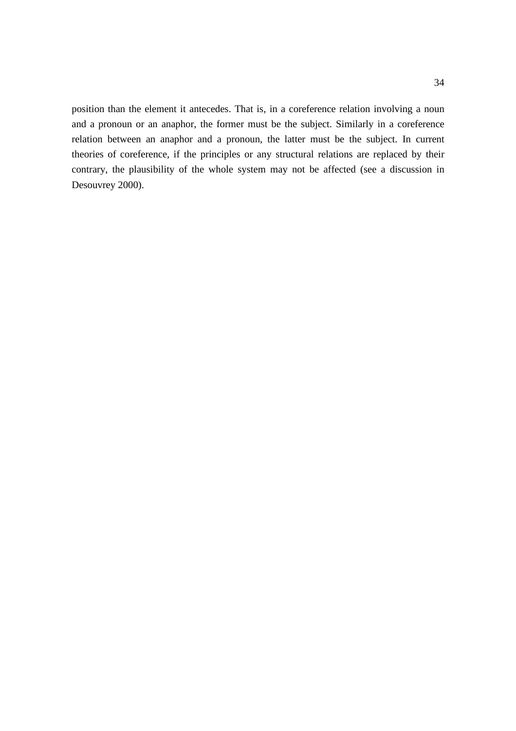position than the element it antecedes. That is, in a coreference relation involving a noun and a pronoun or an anaphor, the former must be the subject. Similarly in a coreference relation between an anaphor and a pronoun, the latter must be the subject. In current theories of coreference, if the principles or any structural relations are replaced by their contrary, the plausibility of the whole system may not be affected (see a discussion in Desouvrey 2000).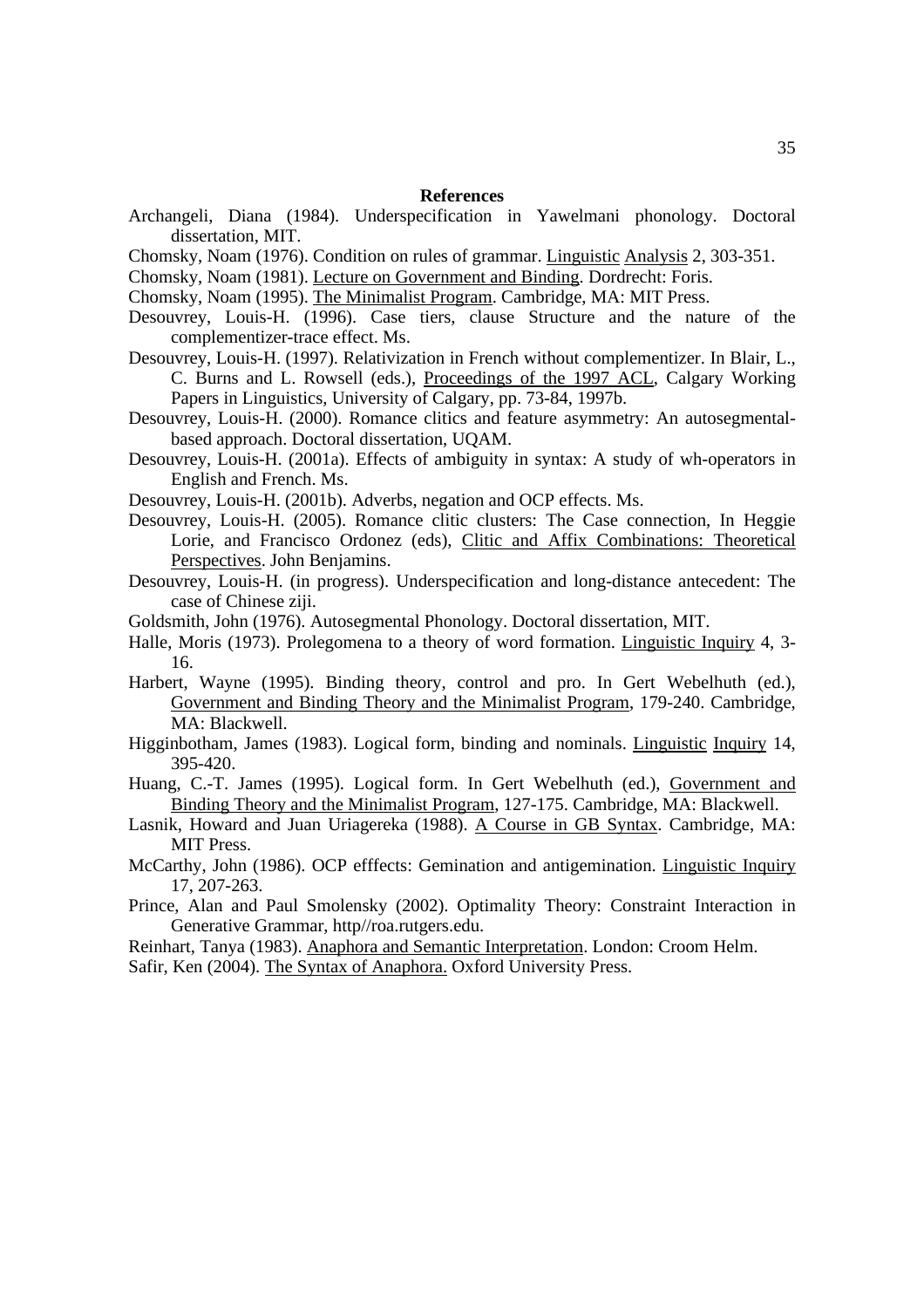**References**

Archangeli, Diana (1984). Underspecification in Yawelmani phonology. Doctoral dissertation, MIT.

Chomsky, Noam (1976). Condition on rules of grammar. Linguistic Analysis 2, 303-351.

Chomsky, Noam (1981). Lecture on Government and Binding. Dordrecht: Foris.

Chomsky, Noam (1995). The Minimalist Program. Cambridge, MA: MIT Press.

Desouvrey, Louis-H. (1996). Case tiers, clause Structure and the nature of the complementizer-trace effect. Ms.

Desouvrey, Louis-H. (1997). Relativization in French without complementizer. In Blair, L., C. Burns and L. Rowsell (eds.), Proceedings of the 1997 ACL, Calgary Working Papers in Linguistics, University of Calgary, pp. 73-84, 1997b.

Desouvrey, Louis-H. (2000). Romance clitics and feature asymmetry: An autosegmental-based approach. Doctoral dissertation, UQAM.

Desouvrey, Louis-H. (2001a). Effects of ambiguity in syntax: A study of wh-operators in English and French. Ms.

Desouvrey, Louis-H. (2001b). Adverbs, negation and OCP effects. Ms.

Desouvrey, Louis-H. (2005). Romance clitic clusters: The Case connection, In Heggie Lorie, and Francisco Ordonez (eds), Clitic and Affix Combinations: Theoretical Perspectives. John Benjamins.

Desouvrey, Louis-H. (in progress). Underspecification and long-distance antecedent: The case of Chinese ziji.

Goldsmith, John (1976). Autosegmental Phonology. Doctoral dissertation, MIT.

Halle, Moris (1973). Prolegomena to a theory of word formation. Linguistic Inquiry 4, 3-16.

Harbert, Wayne (1995). Binding theory, control and pro. In Gert Webelhuth (ed.), Government and Binding Theory and the Minimalist Program, 179-240. Cambridge, MA: Blackwell.

Higginbotham, James (1983). Logical form, binding and nominals. Linguistic Inquiry 14, 395-420.

Huang, C.-T. James (1995). Logical form. In Gert Webelhuth (ed.), Government and Binding Theory and the Minimalist Program, 127-175. Cambridge, MA: Blackwell.

Lasnik, Howard and Juan Uriagereka (1988). A Course in GB Syntax. Cambridge, MA: MIT Press.

McCarthy, John (1986). OCP efffects: Gemination and antigemination. Linguistic Inquiry 17, 207-263.

Prince, Alan and Paul Smolensky (2002). Optimality Theory: Constraint Interaction in Generative Grammar, http//roa.rutgers.edu.

Reinhart, Tanya (1983). Anaphora and Semantic Interpretation. London: Croom Helm.

Safir, Ken (2004). The Syntax of Anaphora. Oxford University Press.